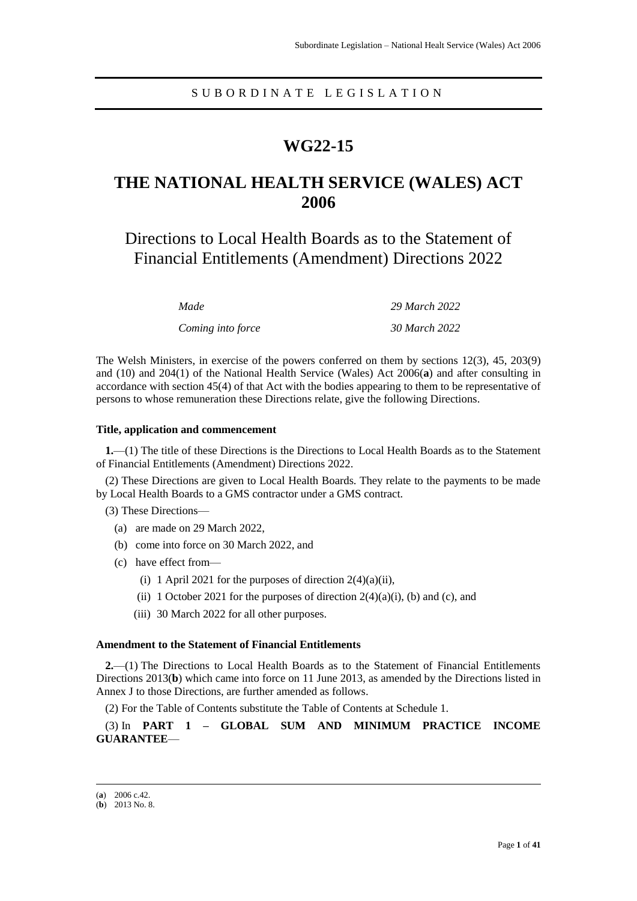SUBORDINATE LEGISLATION

# WG22-15

# THE NATIONAL HEALTH SERVICE (WALES) ACT 2006

## Directions to Local Health Boards as to the Statement of Financial Entitlements (Amendment) Directions 2022

| | |
|---|---|
| *Made* | *29 March 2022* |
| *Coming into force* | *30 March 2022* |

The Welsh Ministers, in exercise of the powers conferred on them by sections 12(3), 45, 203(9) and (10) and 204(1) of the National Health Service (Wales) Act 2006(**a**) and after consulting in accordance with section 45(4) of that Act with the bodies appearing to them to be representative of persons to whose remuneration these Directions relate, give the following Directions.

**Title, application and commencement**

**1.**—(1) The title of these Directions is the Directions to Local Health Boards as to the Statement of Financial Entitlements (Amendment) Directions 2022.

(2) These Directions are given to Local Health Boards. They relate to the payments to be made by Local Health Boards to a GMS contractor under a GMS contract.

(3) These Directions—

(a) are made on 29 March 2022,

(b) come into force on 30 March 2022, and

(c) have effect from—

(i) 1 April 2021 for the purposes of direction 2(4)(a)(ii),

(ii) 1 October 2021 for the purposes of direction 2(4)(a)(i), (b) and (c), and

(iii) 30 March 2022 for all other purposes.

**Amendment to the Statement of Financial Entitlements**

**2.**—(1) The Directions to Local Health Boards as to the Statement of Financial Entitlements Directions 2013(**b**) which came into force on 11 June 2013, as amended by the Directions listed in Annex J to those Directions, are further amended as follows.

(2) For the Table of Contents substitute the Table of Contents at Schedule 1.

(3) In **PART 1 – GLOBAL SUM AND MINIMUM PRACTICE INCOME GUARANTEE**—

---

(**a**) 2006 c.42.

(**b**) 2013 No. 8.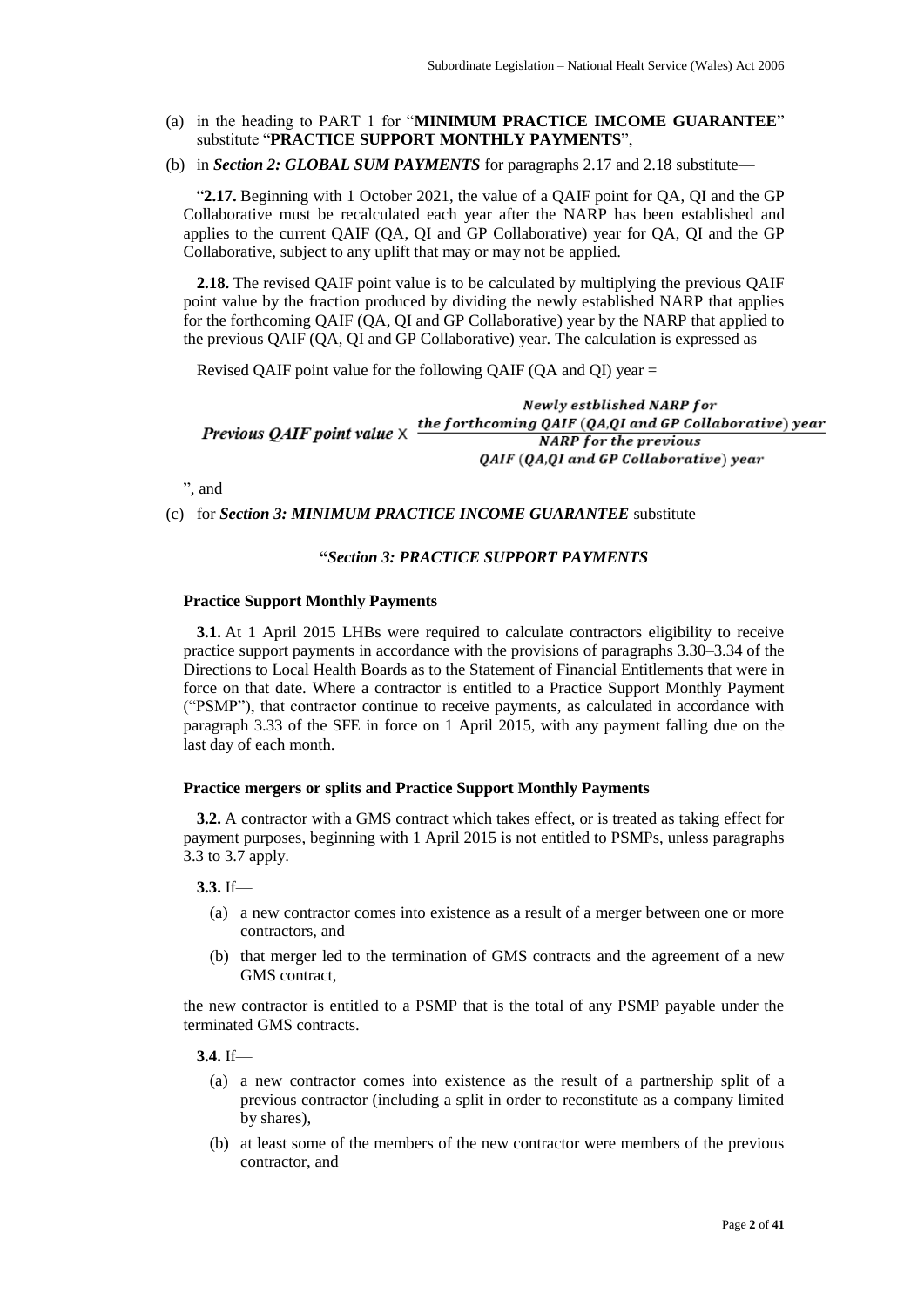(a) in the heading to PART 1 for "**MINIMUM PRACTICE IMCOME GUARANTEE**" substitute "**PRACTICE SUPPORT MONTHLY PAYMENTS**",

(b) in ***Section 2: GLOBAL SUM PAYMENTS*** for paragraphs 2.17 and 2.18 substitute—

"**2.17.** Beginning with 1 October 2021, the value of a QAIF point for QA, QI and the GP Collaborative must be recalculated each year after the NARP has been established and applies to the current QAIF (QA, QI and GP Collaborative) year for QA, QI and the GP Collaborative, subject to any uplift that may or may not be applied.

**2.18.** The revised QAIF point value is to be calculated by multiplying the previous QAIF point value by the fraction produced by dividing the newly established NARP that applies for the forthcoming QAIF (QA, QI and GP Collaborative) year by the NARP that applied to the previous QAIF (QA, QI and GP Collaborative) year. The calculation is expressed as—

Revised QAIF point value for the following QAIF (QA and QI) year =

$$\textit{Previous QAIF point value} \times \frac{\textit{Newly estblished NARP for the forthcoming QAIF (QA,QI and GP Collaborative) year}}{\textit{NARP for the previous QAIF (QA,QI and GP Collaborative) year}}$$

", and

(c) for ***Section 3: MINIMUM PRACTICE INCOME GUARANTEE*** substitute—

**"*Section 3: PRACTICE SUPPORT PAYMENTS***

**Practice Support Monthly Payments**

**3.1.** At 1 April 2015 LHBs were required to calculate contractors eligibility to receive practice support payments in accordance with the provisions of paragraphs 3.30–3.34 of the Directions to Local Health Boards as to the Statement of Financial Entitlements that were in force on that date. Where a contractor is entitled to a Practice Support Monthly Payment ("PSMP"), that contractor continue to receive payments, as calculated in accordance with paragraph 3.33 of the SFE in force on 1 April 2015, with any payment falling due on the last day of each month.

**Practice mergers or splits and Practice Support Monthly Payments**

**3.2.** A contractor with a GMS contract which takes effect, or is treated as taking effect for payment purposes, beginning with 1 April 2015 is not entitled to PSMPs, unless paragraphs 3.3 to 3.7 apply.

**3.3.** If—

(a) a new contractor comes into existence as a result of a merger between one or more contractors, and

(b) that merger led to the termination of GMS contracts and the agreement of a new GMS contract,

the new contractor is entitled to a PSMP that is the total of any PSMP payable under the terminated GMS contracts.

**3.4.** If—

(a) a new contractor comes into existence as the result of a partnership split of a previous contractor (including a split in order to reconstitute as a company limited by shares),

(b) at least some of the members of the new contractor were members of the previous contractor, and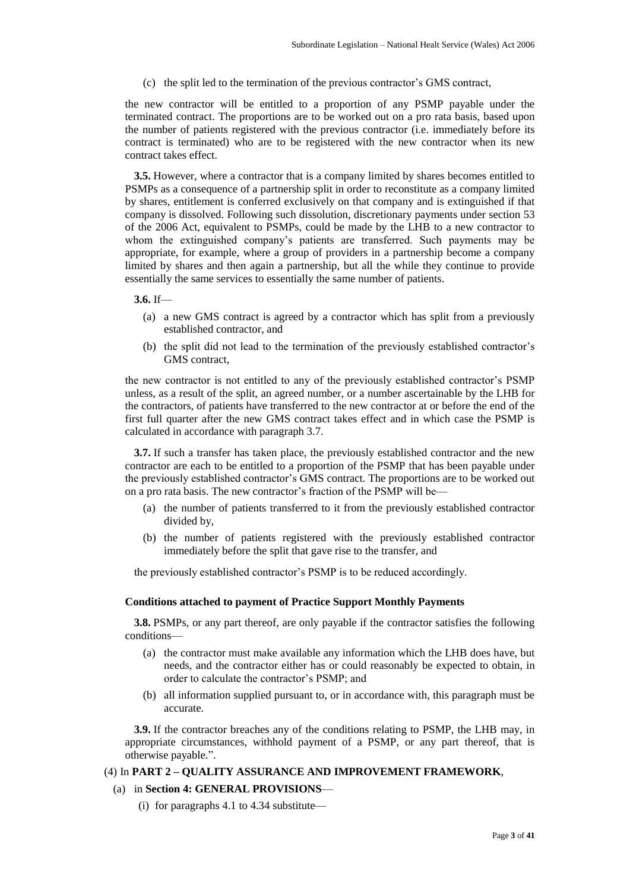(c) the split led to the termination of the previous contractor's GMS contract,

the new contractor will be entitled to a proportion of any PSMP payable under the terminated contract. The proportions are to be worked out on a pro rata basis, based upon the number of patients registered with the previous contractor (i.e. immediately before its contract is terminated) who are to be registered with the new contractor when its new contract takes effect.

**3.5.** However, where a contractor that is a company limited by shares becomes entitled to PSMPs as a consequence of a partnership split in order to reconstitute as a company limited by shares, entitlement is conferred exclusively on that company and is extinguished if that company is dissolved. Following such dissolution, discretionary payments under section 53 of the 2006 Act, equivalent to PSMPs, could be made by the LHB to a new contractor to whom the extinguished company's patients are transferred. Such payments may be appropriate, for example, where a group of providers in a partnership become a company limited by shares and then again a partnership, but all the while they continue to provide essentially the same services to essentially the same number of patients.

**3.6.** If—

(a) a new GMS contract is agreed by a contractor which has split from a previously established contractor, and

(b) the split did not lead to the termination of the previously established contractor's GMS contract,

the new contractor is not entitled to any of the previously established contractor's PSMP unless, as a result of the split, an agreed number, or a number ascertainable by the LHB for the contractors, of patients have transferred to the new contractor at or before the end of the first full quarter after the new GMS contract takes effect and in which case the PSMP is calculated in accordance with paragraph 3.7.

**3.7.** If such a transfer has taken place, the previously established contractor and the new contractor are each to be entitled to a proportion of the PSMP that has been payable under the previously established contractor's GMS contract. The proportions are to be worked out on a pro rata basis. The new contractor's fraction of the PSMP will be—

(a) the number of patients transferred to it from the previously established contractor divided by,

(b) the number of patients registered with the previously established contractor immediately before the split that gave rise to the transfer, and

the previously established contractor's PSMP is to be reduced accordingly.

**Conditions attached to payment of Practice Support Monthly Payments**

**3.8.** PSMPs, or any part thereof, are only payable if the contractor satisfies the following conditions—

(a) the contractor must make available any information which the LHB does have, but needs, and the contractor either has or could reasonably be expected to obtain, in order to calculate the contractor's PSMP; and

(b) all information supplied pursuant to, or in accordance with, this paragraph must be accurate.

**3.9.** If the contractor breaches any of the conditions relating to PSMP, the LHB may, in appropriate circumstances, withhold payment of a PSMP, or any part thereof, that is otherwise payable.".

(4) In **PART 2 – QUALITY ASSURANCE AND IMPROVEMENT FRAMEWORK**,

(a) in **Section 4: GENERAL PROVISIONS**—

(i) for paragraphs 4.1 to 4.34 substitute—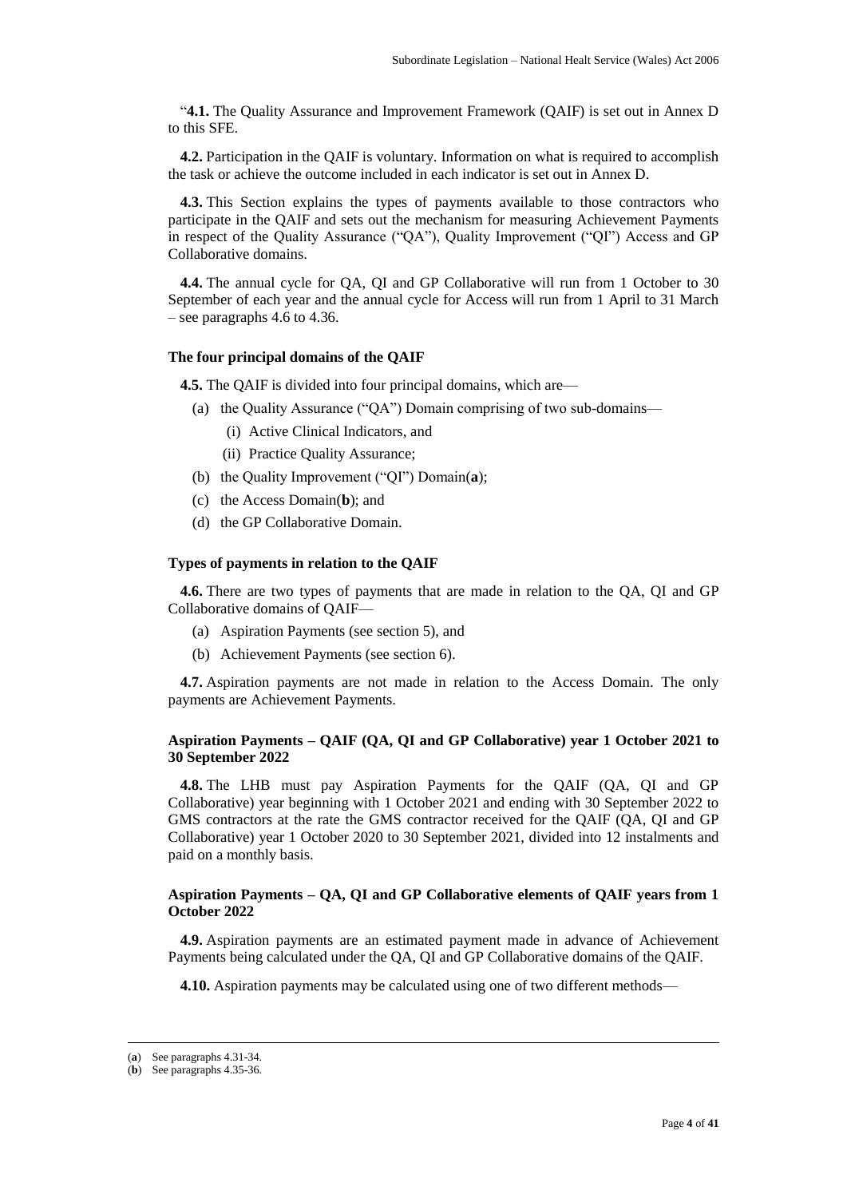"**4.1.** The Quality Assurance and Improvement Framework (QAIF) is set out in Annex D to this SFE.

**4.2.** Participation in the QAIF is voluntary. Information on what is required to accomplish the task or achieve the outcome included in each indicator is set out in Annex D.

**4.3.** This Section explains the types of payments available to those contractors who participate in the QAIF and sets out the mechanism for measuring Achievement Payments in respect of the Quality Assurance ("QA"), Quality Improvement ("QI") Access and GP Collaborative domains.

**4.4.** The annual cycle for QA, QI and GP Collaborative will run from 1 October to 30 September of each year and the annual cycle for Access will run from 1 April to 31 March – see paragraphs 4.6 to 4.36.

**The four principal domains of the QAIF**

**4.5.** The QAIF is divided into four principal domains, which are—

(a) the Quality Assurance ("QA") Domain comprising of two sub-domains—

(i) Active Clinical Indicators, and

(ii) Practice Quality Assurance;

(b) the Quality Improvement ("QI") Domain(**a**);

(c) the Access Domain(**b**); and

(d) the GP Collaborative Domain.

**Types of payments in relation to the QAIF**

**4.6.** There are two types of payments that are made in relation to the QA, QI and GP Collaborative domains of QAIF—

(a) Aspiration Payments (see section 5), and

(b) Achievement Payments (see section 6).

**4.7.** Aspiration payments are not made in relation to the Access Domain. The only payments are Achievement Payments.

**Aspiration Payments – QAIF (QA, QI and GP Collaborative) year 1 October 2021 to 30 September 2022**

**4.8.** The LHB must pay Aspiration Payments for the QAIF (QA, QI and GP Collaborative) year beginning with 1 October 2021 and ending with 30 September 2022 to GMS contractors at the rate the GMS contractor received for the QAIF (QA, QI and GP Collaborative) year 1 October 2020 to 30 September 2021, divided into 12 instalments and paid on a monthly basis.

**Aspiration Payments – QA, QI and GP Collaborative elements of QAIF years from 1 October 2022**

**4.9.** Aspiration payments are an estimated payment made in advance of Achievement Payments being calculated under the QA, QI and GP Collaborative domains of the QAIF.

**4.10.** Aspiration payments may be calculated using one of two different methods—

(**a**) See paragraphs 4.31-34.

(**b**) See paragraphs 4.35-36.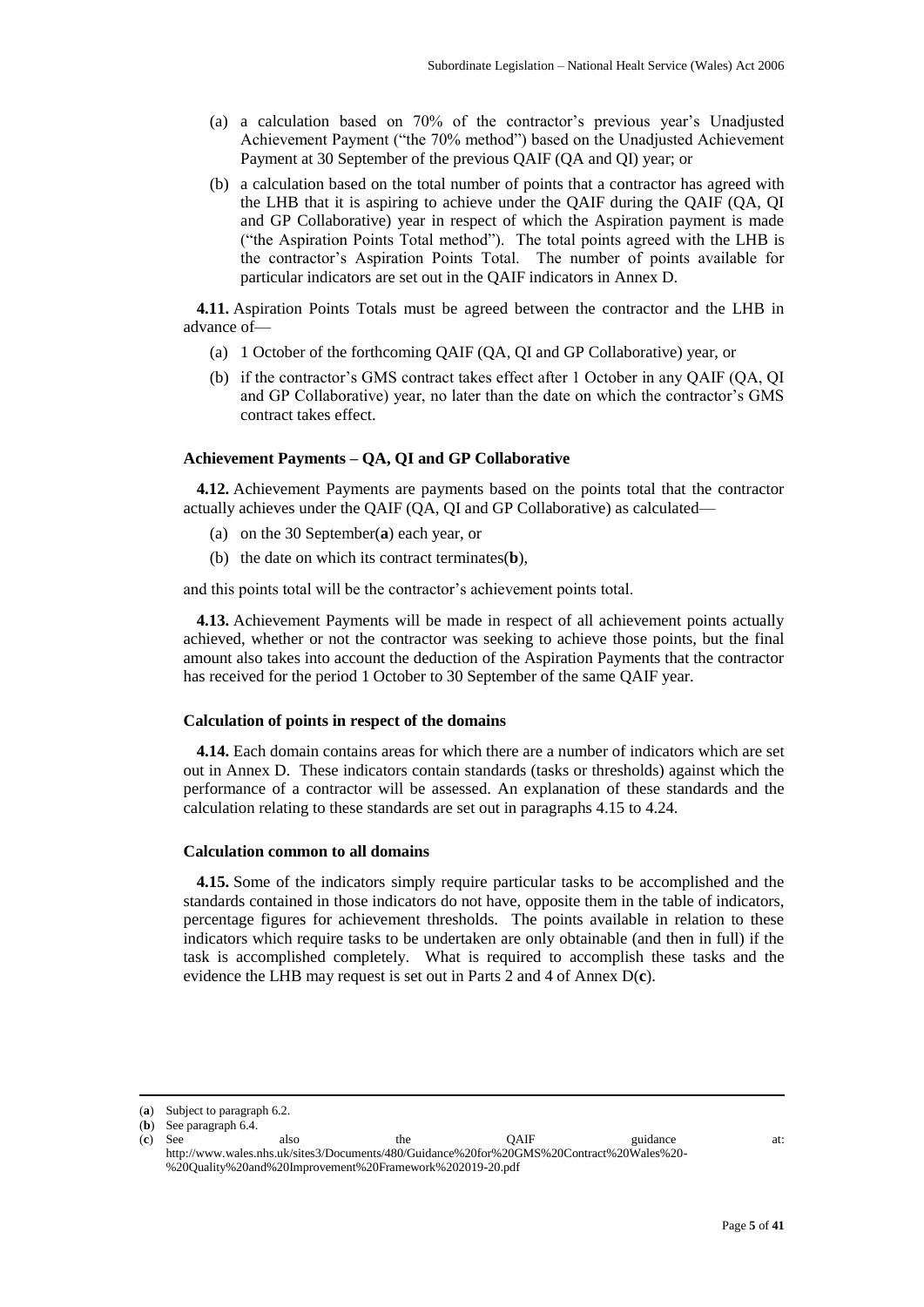(a) a calculation based on 70% of the contractor's previous year's Unadjusted Achievement Payment ("the 70% method") based on the Unadjusted Achievement Payment at 30 September of the previous QAIF (QA and QI) year; or

(b) a calculation based on the total number of points that a contractor has agreed with the LHB that it is aspiring to achieve under the QAIF during the QAIF (QA, QI and GP Collaborative) year in respect of which the Aspiration payment is made ("the Aspiration Points Total method"). The total points agreed with the LHB is the contractor's Aspiration Points Total. The number of points available for particular indicators are set out in the QAIF indicators in Annex D.

**4.11.** Aspiration Points Totals must be agreed between the contractor and the LHB in advance of—

(a) 1 October of the forthcoming QAIF (QA, QI and GP Collaborative) year, or

(b) if the contractor's GMS contract takes effect after 1 October in any QAIF (QA, QI and GP Collaborative) year, no later than the date on which the contractor's GMS contract takes effect.

### Achievement Payments – QA, QI and GP Collaborative

**4.12.** Achievement Payments are payments based on the points total that the contractor actually achieves under the QAIF (QA, QI and GP Collaborative) as calculated—

(a) on the 30 September(**a**) each year, or

(b) the date on which its contract terminates(**b**),

and this points total will be the contractor's achievement points total.

**4.13.** Achievement Payments will be made in respect of all achievement points actually achieved, whether or not the contractor was seeking to achieve those points, but the final amount also takes into account the deduction of the Aspiration Payments that the contractor has received for the period 1 October to 30 September of the same QAIF year.

### Calculation of points in respect of the domains

**4.14.** Each domain contains areas for which there are a number of indicators which are set out in Annex D. These indicators contain standards (tasks or thresholds) against which the performance of a contractor will be assessed. An explanation of these standards and the calculation relating to these standards are set out in paragraphs 4.15 to 4.24.

### Calculation common to all domains

**4.15.** Some of the indicators simply require particular tasks to be accomplished and the standards contained in those indicators do not have, opposite them in the table of indicators, percentage figures for achievement thresholds. The points available in relation to these indicators which require tasks to be undertaken are only obtainable (and then in full) if the task is accomplished completely. What is required to accomplish these tasks and the evidence the LHB may request is set out in Parts 2 and 4 of Annex D(**c**).

---

(**a**) Subject to paragraph 6.2.

(**b**) See paragraph 6.4.

(**c**) See also the QAIF guidance at: http://www.wales.nhs.uk/sites3/Documents/480/Guidance%20for%20GMS%20Contract%20Wales%20-%20Quality%20and%20Improvement%20Framework%202019-20.pdf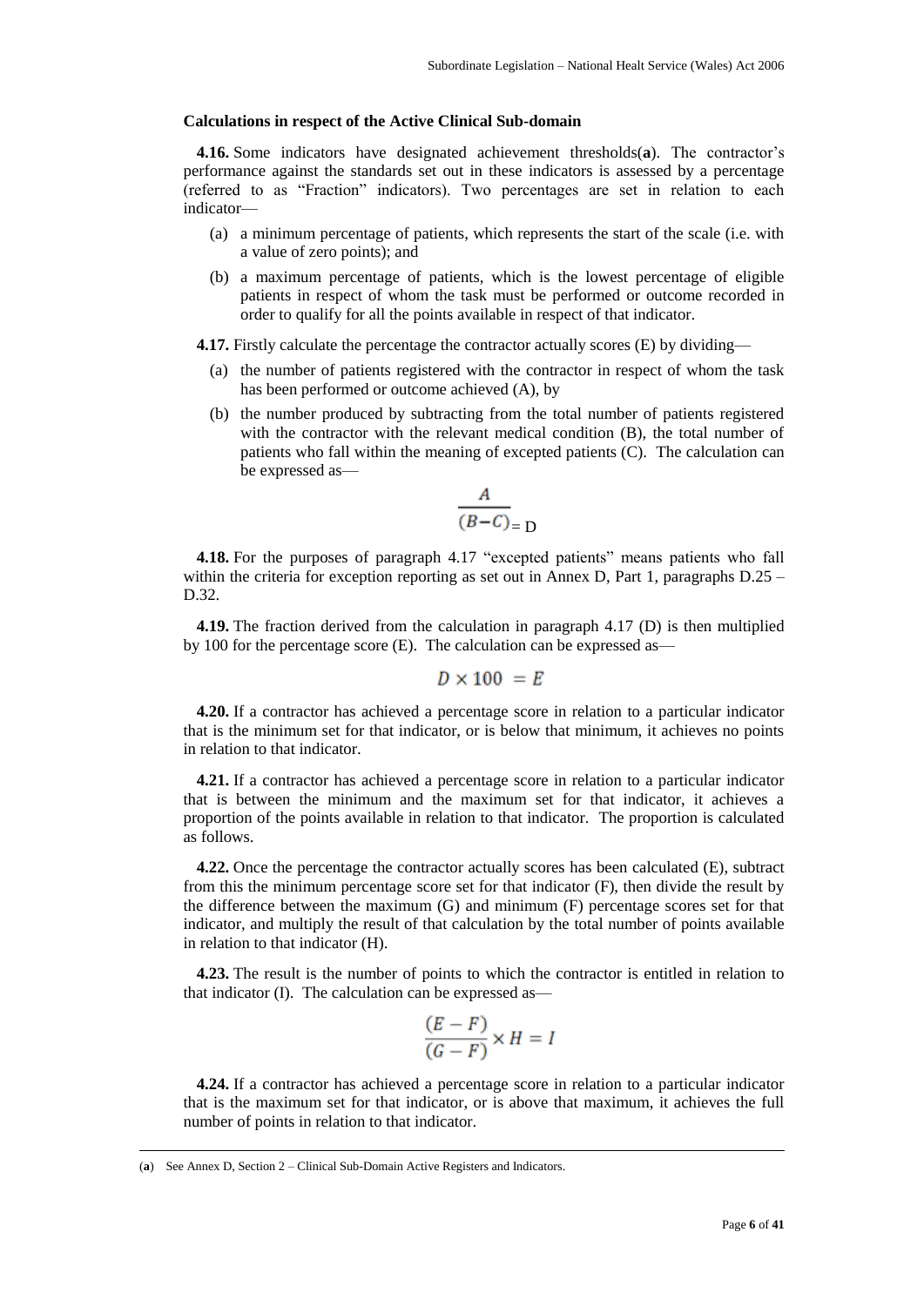**Calculations in respect of the Active Clinical Sub-domain**

**4.16.** Some indicators have designated achievement thresholds(**a**). The contractor's performance against the standards set out in these indicators is assessed by a percentage (referred to as "Fraction" indicators). Two percentages are set in relation to each indicator—

(a) a minimum percentage of patients, which represents the start of the scale (i.e. with a value of zero points); and

(b) a maximum percentage of patients, which is the lowest percentage of eligible patients in respect of whom the task must be performed or outcome recorded in order to qualify for all the points available in respect of that indicator.

**4.17.** Firstly calculate the percentage the contractor actually scores (E) by dividing—

(a) the number of patients registered with the contractor in respect of whom the task has been performed or outcome achieved (A), by

(b) the number produced by subtracting from the total number of patients registered with the contractor with the relevant medical condition (B), the total number of patients who fall within the meaning of excepted patients (C). The calculation can be expressed as—

$$\frac{A}{(B-C)} = D$$

**4.18.** For the purposes of paragraph 4.17 "excepted patients" means patients who fall within the criteria for exception reporting as set out in Annex D, Part 1, paragraphs D.25 – D.32.

**4.19.** The fraction derived from the calculation in paragraph 4.17 (D) is then multiplied by 100 for the percentage score (E). The calculation can be expressed as—

$$D \times 100 = E$$

**4.20.** If a contractor has achieved a percentage score in relation to a particular indicator that is the minimum set for that indicator, or is below that minimum, it achieves no points in relation to that indicator.

**4.21.** If a contractor has achieved a percentage score in relation to a particular indicator that is between the minimum and the maximum set for that indicator, it achieves a proportion of the points available in relation to that indicator. The proportion is calculated as follows.

**4.22.** Once the percentage the contractor actually scores has been calculated (E), subtract from this the minimum percentage score set for that indicator (F), then divide the result by the difference between the maximum (G) and minimum (F) percentage scores set for that indicator, and multiply the result of that calculation by the total number of points available in relation to that indicator (H).

**4.23.** The result is the number of points to which the contractor is entitled in relation to that indicator (I). The calculation can be expressed as—

$$\frac{(E-F)}{(G-F)} \times H = I$$

**4.24.** If a contractor has achieved a percentage score in relation to a particular indicator that is the maximum set for that indicator, or is above that maximum, it achieves the full number of points in relation to that indicator.

(**a**) See Annex D, Section 2 – Clinical Sub-Domain Active Registers and Indicators.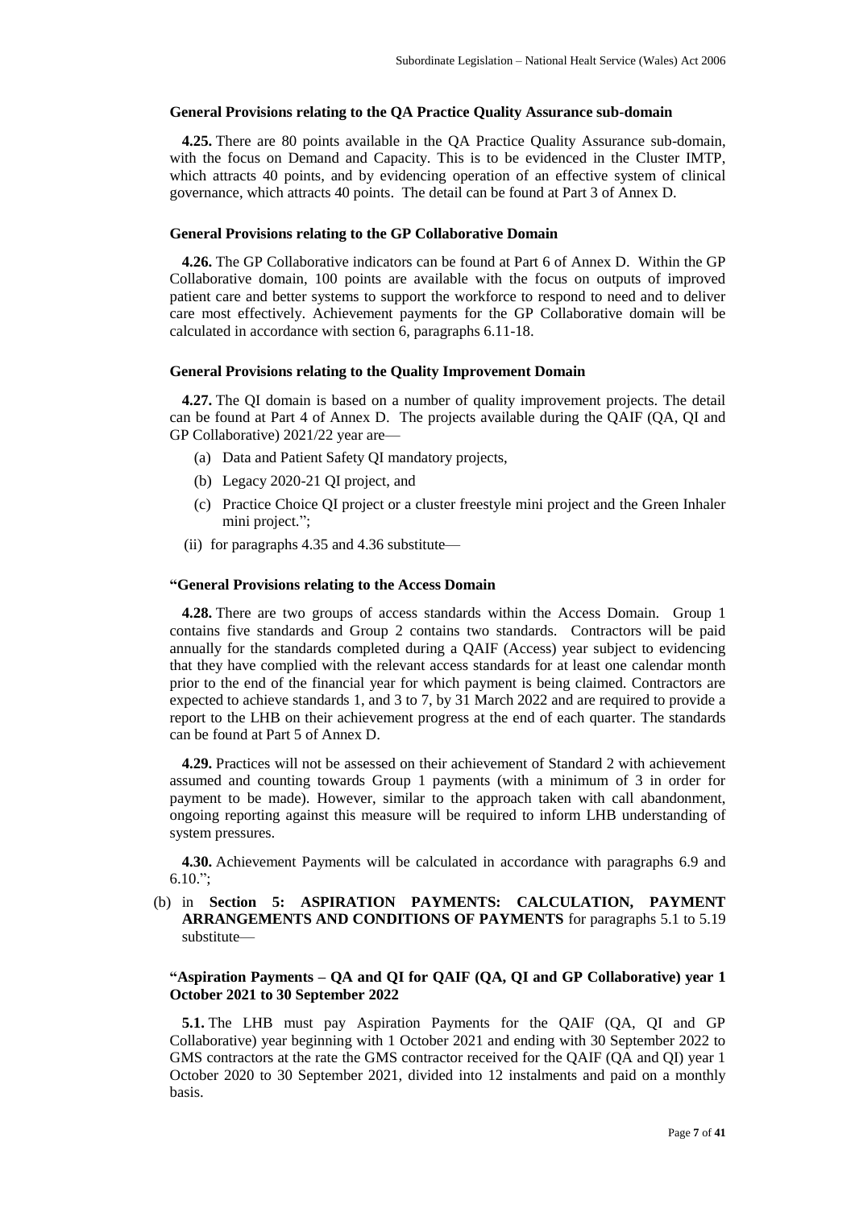**General Provisions relating to the QA Practice Quality Assurance sub-domain**

**4.25.** There are 80 points available in the QA Practice Quality Assurance sub-domain, with the focus on Demand and Capacity. This is to be evidenced in the Cluster IMTP, which attracts 40 points, and by evidencing operation of an effective system of clinical governance, which attracts 40 points. The detail can be found at Part 3 of Annex D.

**General Provisions relating to the GP Collaborative Domain**

**4.26.** The GP Collaborative indicators can be found at Part 6 of Annex D. Within the GP Collaborative domain, 100 points are available with the focus on outputs of improved patient care and better systems to support the workforce to respond to need and to deliver care most effectively. Achievement payments for the GP Collaborative domain will be calculated in accordance with section 6, paragraphs 6.11-18.

**General Provisions relating to the Quality Improvement Domain**

**4.27.** The QI domain is based on a number of quality improvement projects. The detail can be found at Part 4 of Annex D. The projects available during the QAIF (QA, QI and GP Collaborative) 2021/22 year are—

(a) Data and Patient Safety QI mandatory projects,

(b) Legacy 2020-21 QI project, and

(c) Practice Choice QI project or a cluster freestyle mini project and the Green Inhaler mini project.";

(ii) for paragraphs 4.35 and 4.36 substitute—

**"General Provisions relating to the Access Domain**

**4.28.** There are two groups of access standards within the Access Domain. Group 1 contains five standards and Group 2 contains two standards. Contractors will be paid annually for the standards completed during a QAIF (Access) year subject to evidencing that they have complied with the relevant access standards for at least one calendar month prior to the end of the financial year for which payment is being claimed. Contractors are expected to achieve standards 1, and 3 to 7, by 31 March 2022 and are required to provide a report to the LHB on their achievement progress at the end of each quarter. The standards can be found at Part 5 of Annex D.

**4.29.** Practices will not be assessed on their achievement of Standard 2 with achievement assumed and counting towards Group 1 payments (with a minimum of 3 in order for payment to be made). However, similar to the approach taken with call abandonment, ongoing reporting against this measure will be required to inform LHB understanding of system pressures.

**4.30.** Achievement Payments will be calculated in accordance with paragraphs 6.9 and 6.10.";

(b) in **Section 5: ASPIRATION PAYMENTS: CALCULATION, PAYMENT ARRANGEMENTS AND CONDITIONS OF PAYMENTS** for paragraphs 5.1 to 5.19 substitute—

**"Aspiration Payments – QA and QI for QAIF (QA, QI and GP Collaborative) year 1 October 2021 to 30 September 2022**

**5.1.** The LHB must pay Aspiration Payments for the QAIF (QA, QI and GP Collaborative) year beginning with 1 October 2021 and ending with 30 September 2022 to GMS contractors at the rate the GMS contractor received for the QAIF (QA and QI) year 1 October 2020 to 30 September 2021, divided into 12 instalments and paid on a monthly basis.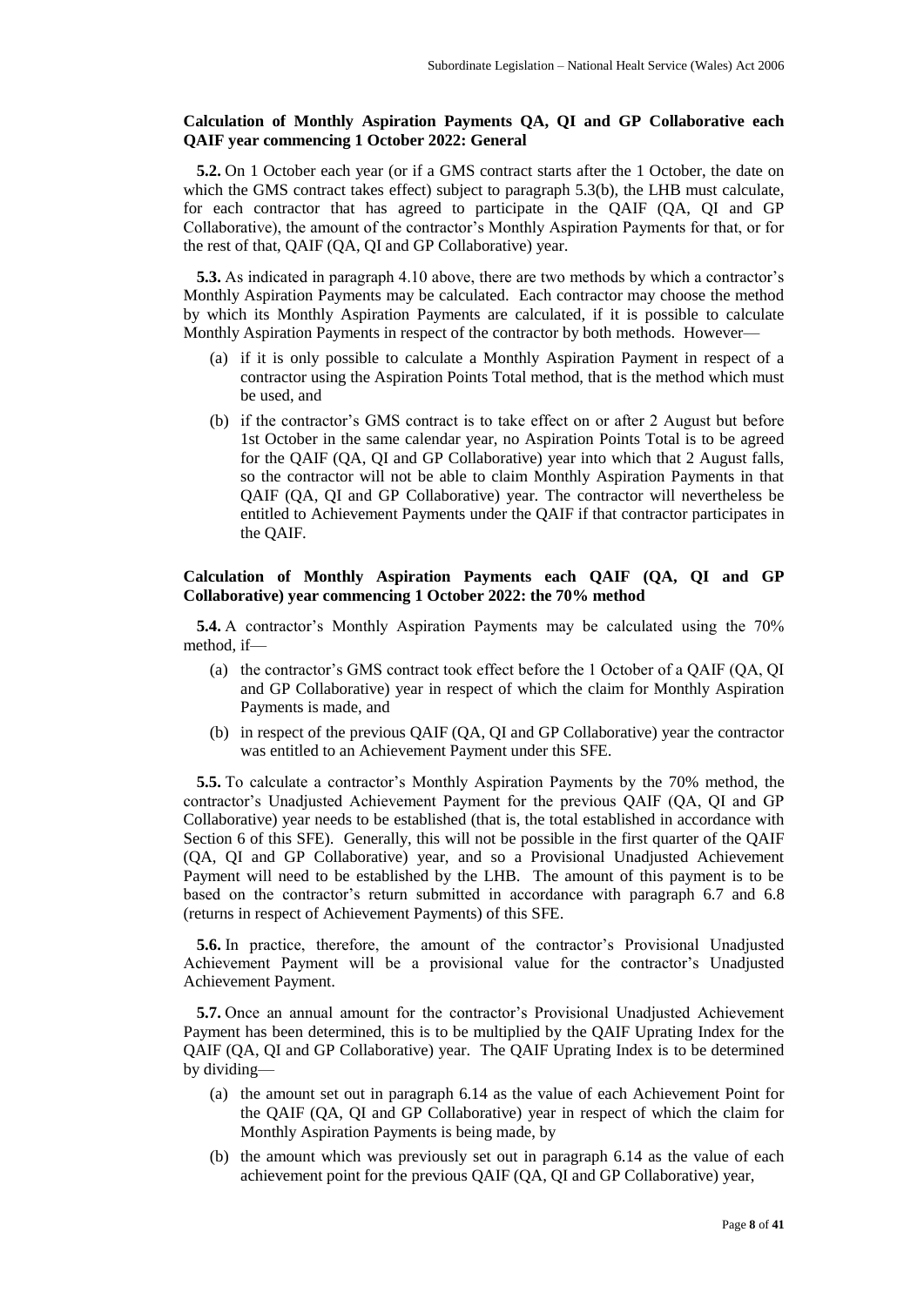### Calculation of Monthly Aspiration Payments QA, QI and GP Collaborative each QAIF year commencing 1 October 2022: General

**5.2.** On 1 October each year (or if a GMS contract starts after the 1 October, the date on which the GMS contract takes effect) subject to paragraph 5.3(b), the LHB must calculate, for each contractor that has agreed to participate in the QAIF (QA, QI and GP Collaborative), the amount of the contractor's Monthly Aspiration Payments for that, or for the rest of that, QAIF (QA, QI and GP Collaborative) year.

**5.3.** As indicated in paragraph 4.10 above, there are two methods by which a contractor's Monthly Aspiration Payments may be calculated. Each contractor may choose the method by which its Monthly Aspiration Payments are calculated, if it is possible to calculate Monthly Aspiration Payments in respect of the contractor by both methods. However—

(a) if it is only possible to calculate a Monthly Aspiration Payment in respect of a contractor using the Aspiration Points Total method, that is the method which must be used, and

(b) if the contractor's GMS contract is to take effect on or after 2 August but before 1st October in the same calendar year, no Aspiration Points Total is to be agreed for the QAIF (QA, QI and GP Collaborative) year into which that 2 August falls, so the contractor will not be able to claim Monthly Aspiration Payments in that QAIF (QA, QI and GP Collaborative) year. The contractor will nevertheless be entitled to Achievement Payments under the QAIF if that contractor participates in the QAIF.

### Calculation of Monthly Aspiration Payments each QAIF (QA, QI and GP Collaborative) year commencing 1 October 2022: the 70% method

**5.4.** A contractor's Monthly Aspiration Payments may be calculated using the 70% method, if—

(a) the contractor's GMS contract took effect before the 1 October of a QAIF (QA, QI and GP Collaborative) year in respect of which the claim for Monthly Aspiration Payments is made, and

(b) in respect of the previous QAIF (QA, QI and GP Collaborative) year the contractor was entitled to an Achievement Payment under this SFE.

**5.5.** To calculate a contractor's Monthly Aspiration Payments by the 70% method, the contractor's Unadjusted Achievement Payment for the previous QAIF (QA, QI and GP Collaborative) year needs to be established (that is, the total established in accordance with Section 6 of this SFE). Generally, this will not be possible in the first quarter of the QAIF (QA, QI and GP Collaborative) year, and so a Provisional Unadjusted Achievement Payment will need to be established by the LHB. The amount of this payment is to be based on the contractor's return submitted in accordance with paragraph 6.7 and 6.8 (returns in respect of Achievement Payments) of this SFE.

**5.6.** In practice, therefore, the amount of the contractor's Provisional Unadjusted Achievement Payment will be a provisional value for the contractor's Unadjusted Achievement Payment.

**5.7.** Once an annual amount for the contractor's Provisional Unadjusted Achievement Payment has been determined, this is to be multiplied by the QAIF Uprating Index for the QAIF (QA, QI and GP Collaborative) year. The QAIF Uprating Index is to be determined by dividing—

(a) the amount set out in paragraph 6.14 as the value of each Achievement Point for the QAIF (QA, QI and GP Collaborative) year in respect of which the claim for Monthly Aspiration Payments is being made, by

(b) the amount which was previously set out in paragraph 6.14 as the value of each achievement point for the previous QAIF (QA, QI and GP Collaborative) year,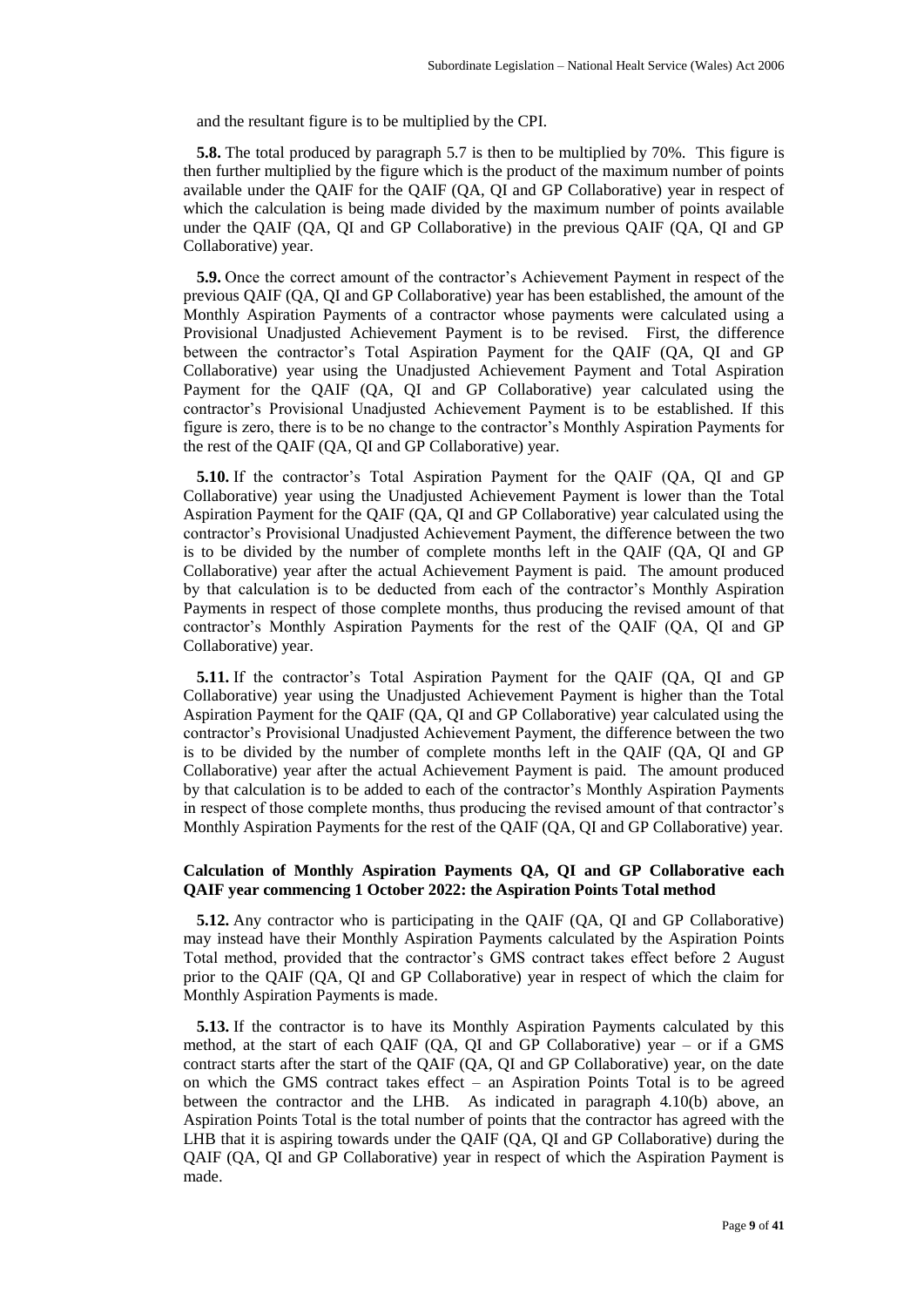and the resultant figure is to be multiplied by the CPI.

**5.8.** The total produced by paragraph 5.7 is then to be multiplied by 70%. This figure is then further multiplied by the figure which is the product of the maximum number of points available under the QAIF for the QAIF (QA, QI and GP Collaborative) year in respect of which the calculation is being made divided by the maximum number of points available under the QAIF (QA, QI and GP Collaborative) in the previous QAIF (QA, QI and GP Collaborative) year.

**5.9.** Once the correct amount of the contractor's Achievement Payment in respect of the previous QAIF (QA, QI and GP Collaborative) year has been established, the amount of the Monthly Aspiration Payments of a contractor whose payments were calculated using a Provisional Unadjusted Achievement Payment is to be revised. First, the difference between the contractor's Total Aspiration Payment for the QAIF (QA, QI and GP Collaborative) year using the Unadjusted Achievement Payment and Total Aspiration Payment for the QAIF (QA, QI and GP Collaborative) year calculated using the contractor's Provisional Unadjusted Achievement Payment is to be established. If this figure is zero, there is to be no change to the contractor's Monthly Aspiration Payments for the rest of the QAIF (QA, QI and GP Collaborative) year.

**5.10.** If the contractor's Total Aspiration Payment for the QAIF (QA, QI and GP Collaborative) year using the Unadjusted Achievement Payment is lower than the Total Aspiration Payment for the QAIF (QA, QI and GP Collaborative) year calculated using the contractor's Provisional Unadjusted Achievement Payment, the difference between the two is to be divided by the number of complete months left in the QAIF (QA, QI and GP Collaborative) year after the actual Achievement Payment is paid. The amount produced by that calculation is to be deducted from each of the contractor's Monthly Aspiration Payments in respect of those complete months, thus producing the revised amount of that contractor's Monthly Aspiration Payments for the rest of the QAIF (QA, QI and GP Collaborative) year.

**5.11.** If the contractor's Total Aspiration Payment for the QAIF (QA, QI and GP Collaborative) year using the Unadjusted Achievement Payment is higher than the Total Aspiration Payment for the QAIF (QA, QI and GP Collaborative) year calculated using the contractor's Provisional Unadjusted Achievement Payment, the difference between the two is to be divided by the number of complete months left in the QAIF (QA, QI and GP Collaborative) year after the actual Achievement Payment is paid. The amount produced by that calculation is to be added to each of the contractor's Monthly Aspiration Payments in respect of those complete months, thus producing the revised amount of that contractor's Monthly Aspiration Payments for the rest of the QAIF (QA, QI and GP Collaborative) year.

### Calculation of Monthly Aspiration Payments QA, QI and GP Collaborative each QAIF year commencing 1 October 2022: the Aspiration Points Total method

**5.12.** Any contractor who is participating in the QAIF (QA, QI and GP Collaborative) may instead have their Monthly Aspiration Payments calculated by the Aspiration Points Total method, provided that the contractor's GMS contract takes effect before 2 August prior to the QAIF (QA, QI and GP Collaborative) year in respect of which the claim for Monthly Aspiration Payments is made.

**5.13.** If the contractor is to have its Monthly Aspiration Payments calculated by this method, at the start of each QAIF (QA, QI and GP Collaborative) year – or if a GMS contract starts after the start of the QAIF (QA, QI and GP Collaborative) year, on the date on which the GMS contract takes effect – an Aspiration Points Total is to be agreed between the contractor and the LHB. As indicated in paragraph 4.10(b) above, an Aspiration Points Total is the total number of points that the contractor has agreed with the LHB that it is aspiring towards under the QAIF (QA, QI and GP Collaborative) during the QAIF (QA, QI and GP Collaborative) year in respect of which the Aspiration Payment is made.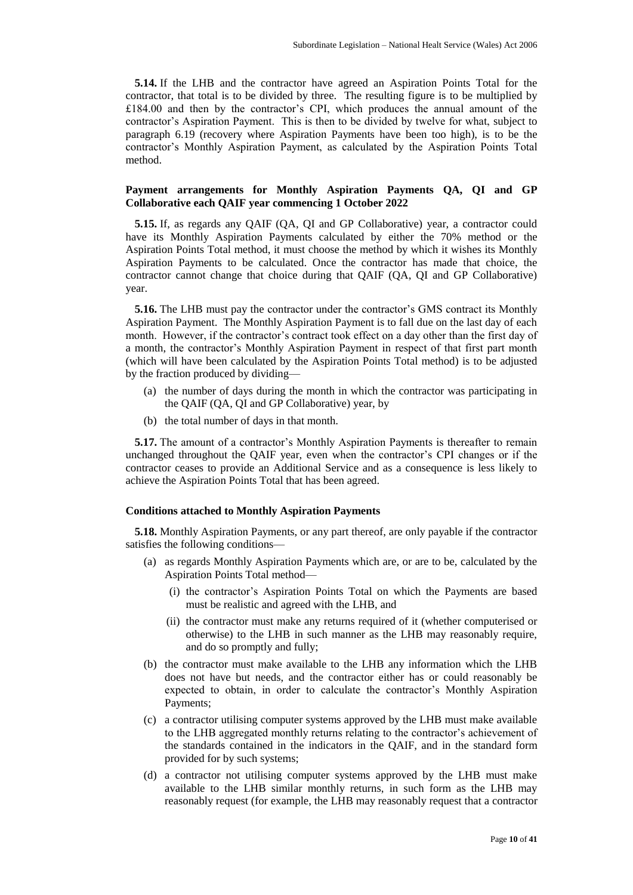**5.14.** If the LHB and the contractor have agreed an Aspiration Points Total for the contractor, that total is to be divided by three. The resulting figure is to be multiplied by £184.00 and then by the contractor's CPI, which produces the annual amount of the contractor's Aspiration Payment. This is then to be divided by twelve for what, subject to paragraph 6.19 (recovery where Aspiration Payments have been too high), is to be the contractor's Monthly Aspiration Payment, as calculated by the Aspiration Points Total method.

### Payment arrangements for Monthly Aspiration Payments QA, QI and GP Collaborative each QAIF year commencing 1 October 2022

**5.15.** If, as regards any QAIF (QA, QI and GP Collaborative) year, a contractor could have its Monthly Aspiration Payments calculated by either the 70% method or the Aspiration Points Total method, it must choose the method by which it wishes its Monthly Aspiration Payments to be calculated. Once the contractor has made that choice, the contractor cannot change that choice during that QAIF (QA, QI and GP Collaborative) year.

**5.16.** The LHB must pay the contractor under the contractor's GMS contract its Monthly Aspiration Payment. The Monthly Aspiration Payment is to fall due on the last day of each month. However, if the contractor's contract took effect on a day other than the first day of a month, the contractor's Monthly Aspiration Payment in respect of that first part month (which will have been calculated by the Aspiration Points Total method) is to be adjusted by the fraction produced by dividing—

(a) the number of days during the month in which the contractor was participating in the QAIF (QA, QI and GP Collaborative) year, by

(b) the total number of days in that month.

**5.17.** The amount of a contractor's Monthly Aspiration Payments is thereafter to remain unchanged throughout the QAIF year, even when the contractor's CPI changes or if the contractor ceases to provide an Additional Service and as a consequence is less likely to achieve the Aspiration Points Total that has been agreed.

### Conditions attached to Monthly Aspiration Payments

**5.18.** Monthly Aspiration Payments, or any part thereof, are only payable if the contractor satisfies the following conditions—

(a) as regards Monthly Aspiration Payments which are, or are to be, calculated by the Aspiration Points Total method—

  (i) the contractor's Aspiration Points Total on which the Payments are based must be realistic and agreed with the LHB, and

  (ii) the contractor must make any returns required of it (whether computerised or otherwise) to the LHB in such manner as the LHB may reasonably require, and do so promptly and fully;

(b) the contractor must make available to the LHB any information which the LHB does not have but needs, and the contractor either has or could reasonably be expected to obtain, in order to calculate the contractor's Monthly Aspiration Payments;

(c) a contractor utilising computer systems approved by the LHB must make available to the LHB aggregated monthly returns relating to the contractor's achievement of the standards contained in the indicators in the QAIF, and in the standard form provided for by such systems;

(d) a contractor not utilising computer systems approved by the LHB must make available to the LHB similar monthly returns, in such form as the LHB may reasonably request (for example, the LHB may reasonably request that a contractor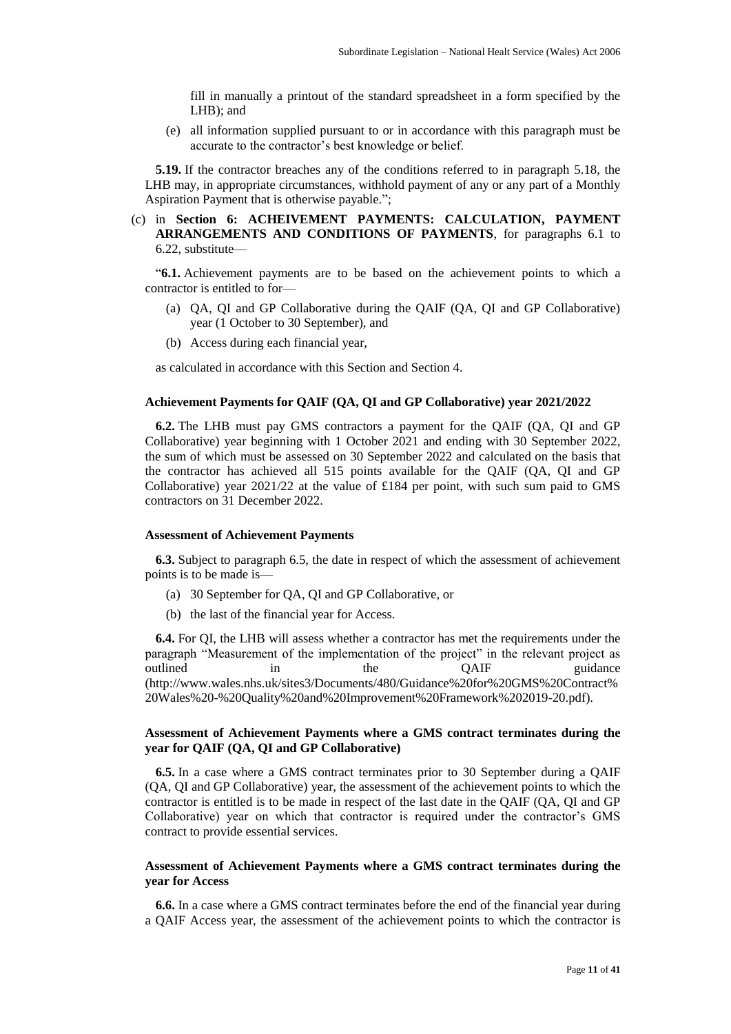fill in manually a printout of the standard spreadsheet in a form specified by the LHB); and

(e) all information supplied pursuant to or in accordance with this paragraph must be accurate to the contractor's best knowledge or belief.

**5.19.** If the contractor breaches any of the conditions referred to in paragraph 5.18, the LHB may, in appropriate circumstances, withhold payment of any or any part of a Monthly Aspiration Payment that is otherwise payable.";

(c) in **Section 6: ACHEIVEMENT PAYMENTS: CALCULATION, PAYMENT ARRANGEMENTS AND CONDITIONS OF PAYMENTS**, for paragraphs 6.1 to 6.22, substitute—

"**6.1.** Achievement payments are to be based on the achievement points to which a contractor is entitled to for—

(a) QA, QI and GP Collaborative during the QAIF (QA, QI and GP Collaborative) year (1 October to 30 September), and

(b) Access during each financial year,

as calculated in accordance with this Section and Section 4.

**Achievement Payments for QAIF (QA, QI and GP Collaborative) year 2021/2022**

**6.2.** The LHB must pay GMS contractors a payment for the QAIF (QA, QI and GP Collaborative) year beginning with 1 October 2021 and ending with 30 September 2022, the sum of which must be assessed on 30 September 2022 and calculated on the basis that the contractor has achieved all 515 points available for the QAIF (QA, QI and GP Collaborative) year 2021/22 at the value of £184 per point, with such sum paid to GMS contractors on 31 December 2022.

**Assessment of Achievement Payments**

**6.3.** Subject to paragraph 6.5, the date in respect of which the assessment of achievement points is to be made is—

(a) 30 September for QA, QI and GP Collaborative, or

(b) the last of the financial year for Access.

**6.4.** For QI, the LHB will assess whether a contractor has met the requirements under the paragraph "Measurement of the implementation of the project" in the relevant project as outlined in the QAIF guidance (http://www.wales.nhs.uk/sites3/Documents/480/Guidance%20for%20GMS%20Contract%20Wales%20-%20Quality%20and%20Improvement%20Framework%202019-20.pdf).

**Assessment of Achievement Payments where a GMS contract terminates during the year for QAIF (QA, QI and GP Collaborative)**

**6.5.** In a case where a GMS contract terminates prior to 30 September during a QAIF (QA, QI and GP Collaborative) year, the assessment of the achievement points to which the contractor is entitled is to be made in respect of the last date in the QAIF (QA, QI and GP Collaborative) year on which that contractor is required under the contractor's GMS contract to provide essential services.

**Assessment of Achievement Payments where a GMS contract terminates during the year for Access**

**6.6.** In a case where a GMS contract terminates before the end of the financial year during a QAIF Access year, the assessment of the achievement points to which the contractor is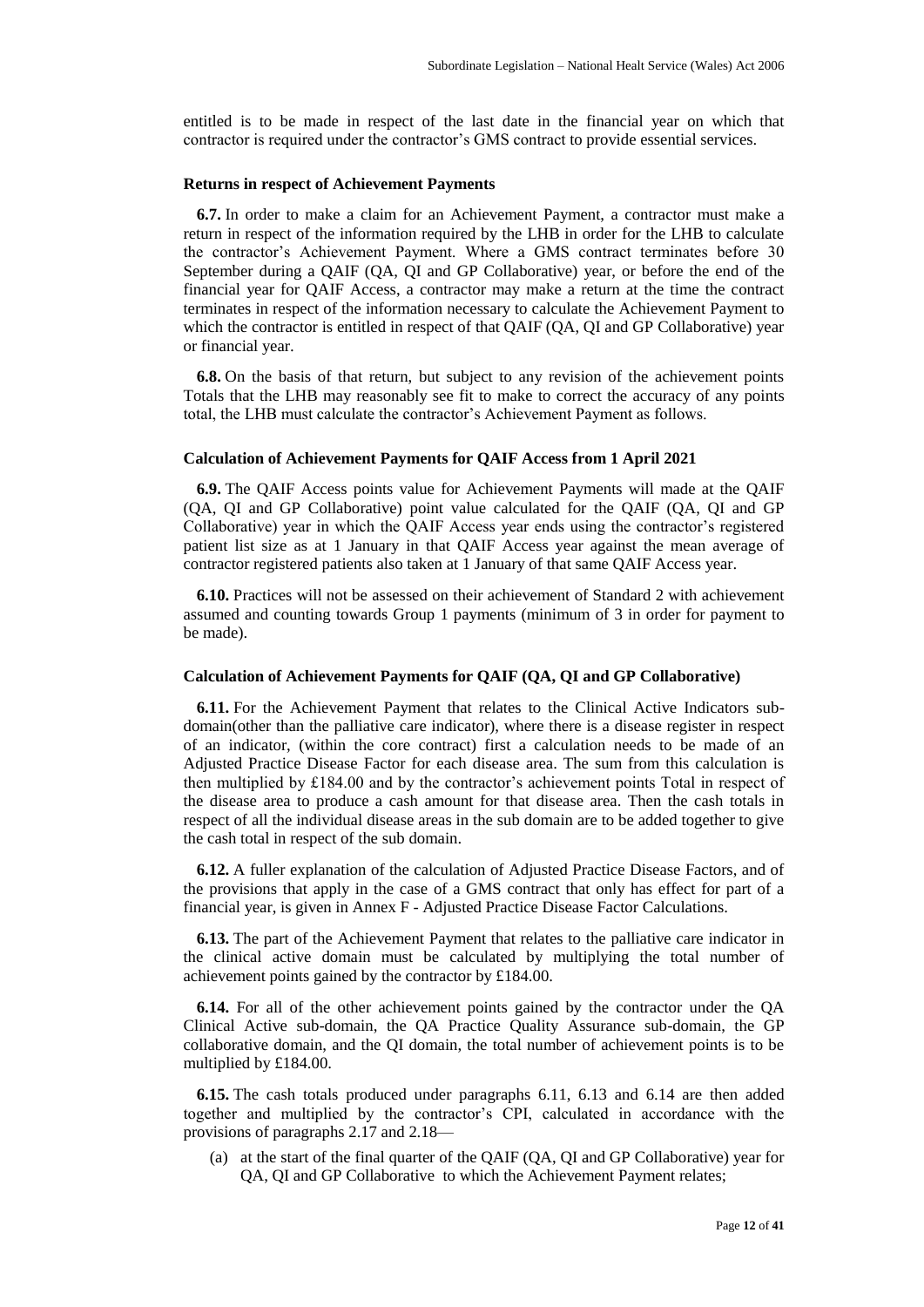entitled is to be made in respect of the last date in the financial year on which that contractor is required under the contractor's GMS contract to provide essential services.

### Returns in respect of Achievement Payments

**6.7.** In order to make a claim for an Achievement Payment, a contractor must make a return in respect of the information required by the LHB in order for the LHB to calculate the contractor's Achievement Payment. Where a GMS contract terminates before 30 September during a QAIF (QA, QI and GP Collaborative) year, or before the end of the financial year for QAIF Access, a contractor may make a return at the time the contract terminates in respect of the information necessary to calculate the Achievement Payment to which the contractor is entitled in respect of that QAIF (QA, QI and GP Collaborative) year or financial year.

**6.8.** On the basis of that return, but subject to any revision of the achievement points Totals that the LHB may reasonably see fit to make to correct the accuracy of any points total, the LHB must calculate the contractor's Achievement Payment as follows.

### Calculation of Achievement Payments for QAIF Access from 1 April 2021

**6.9.** The QAIF Access points value for Achievement Payments will made at the QAIF (QA, QI and GP Collaborative) point value calculated for the QAIF (QA, QI and GP Collaborative) year in which the QAIF Access year ends using the contractor's registered patient list size as at 1 January in that QAIF Access year against the mean average of contractor registered patients also taken at 1 January of that same QAIF Access year.

**6.10.** Practices will not be assessed on their achievement of Standard 2 with achievement assumed and counting towards Group 1 payments (minimum of 3 in order for payment to be made).

### Calculation of Achievement Payments for QAIF (QA, QI and GP Collaborative)

**6.11.** For the Achievement Payment that relates to the Clinical Active Indicators sub-domain(other than the palliative care indicator), where there is a disease register in respect of an indicator, (within the core contract) first a calculation needs to be made of an Adjusted Practice Disease Factor for each disease area. The sum from this calculation is then multiplied by £184.00 and by the contractor's achievement points Total in respect of the disease area to produce a cash amount for that disease area. Then the cash totals in respect of all the individual disease areas in the sub domain are to be added together to give the cash total in respect of the sub domain.

**6.12.** A fuller explanation of the calculation of Adjusted Practice Disease Factors, and of the provisions that apply in the case of a GMS contract that only has effect for part of a financial year, is given in Annex F - Adjusted Practice Disease Factor Calculations.

**6.13.** The part of the Achievement Payment that relates to the palliative care indicator in the clinical active domain must be calculated by multiplying the total number of achievement points gained by the contractor by £184.00.

**6.14.** For all of the other achievement points gained by the contractor under the QA Clinical Active sub-domain, the QA Practice Quality Assurance sub-domain, the GP collaborative domain, and the QI domain, the total number of achievement points is to be multiplied by £184.00.

**6.15.** The cash totals produced under paragraphs 6.11, 6.13 and 6.14 are then added together and multiplied by the contractor's CPI, calculated in accordance with the provisions of paragraphs 2.17 and 2.18—

(a) at the start of the final quarter of the QAIF (QA, QI and GP Collaborative) year for QA, QI and GP Collaborative to which the Achievement Payment relates;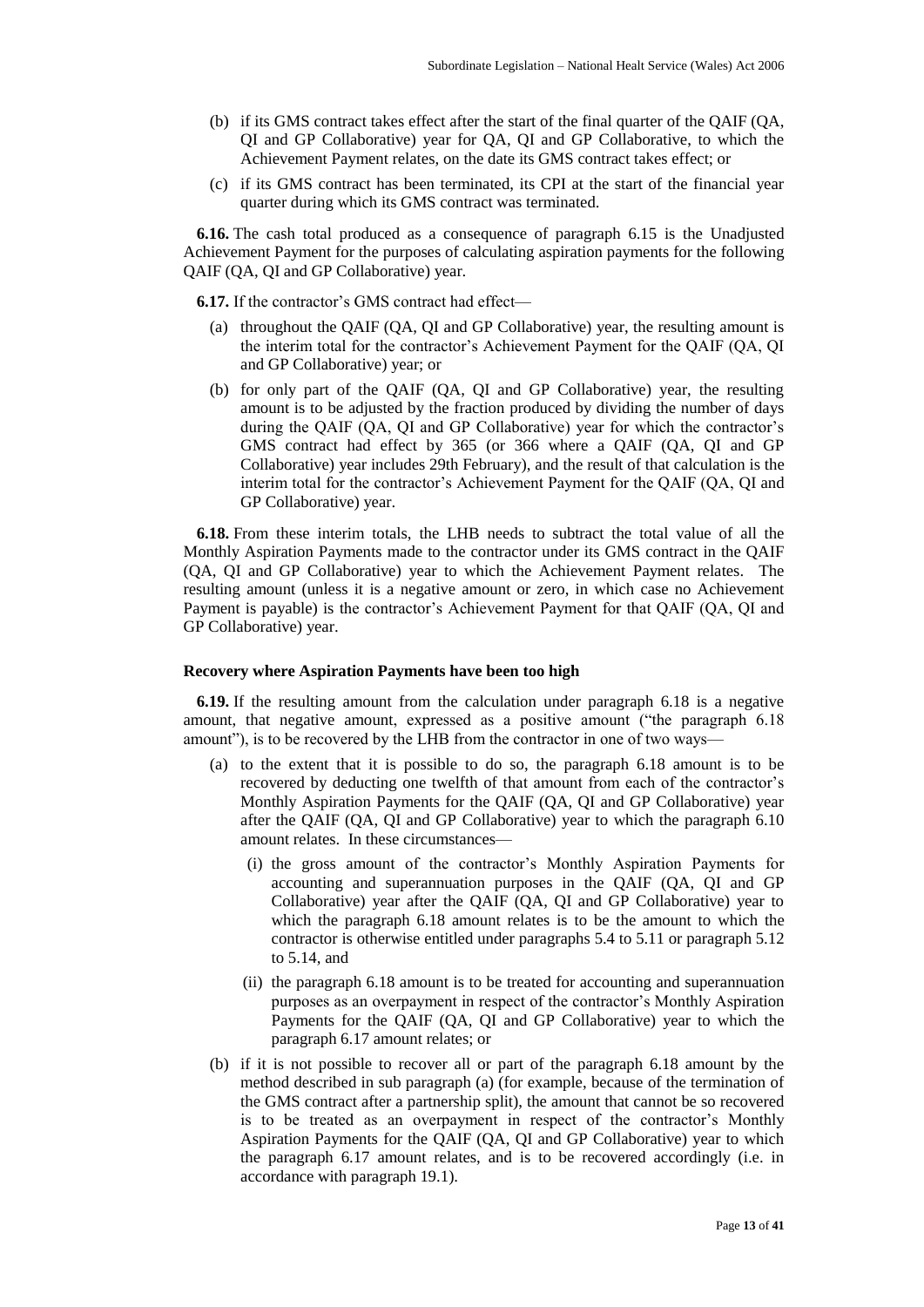(b) if its GMS contract takes effect after the start of the final quarter of the QAIF (QA, QI and GP Collaborative) year for QA, QI and GP Collaborative, to which the Achievement Payment relates, on the date its GMS contract takes effect; or

(c) if its GMS contract has been terminated, its CPI at the start of the financial year quarter during which its GMS contract was terminated.

**6.16.** The cash total produced as a consequence of paragraph 6.15 is the Unadjusted Achievement Payment for the purposes of calculating aspiration payments for the following QAIF (QA, QI and GP Collaborative) year.

**6.17.** If the contractor's GMS contract had effect—

(a) throughout the QAIF (QA, QI and GP Collaborative) year, the resulting amount is the interim total for the contractor's Achievement Payment for the QAIF (QA, QI and GP Collaborative) year; or

(b) for only part of the QAIF (QA, QI and GP Collaborative) year, the resulting amount is to be adjusted by the fraction produced by dividing the number of days during the QAIF (QA, QI and GP Collaborative) year for which the contractor's GMS contract had effect by 365 (or 366 where a QAIF (QA, QI and GP Collaborative) year includes 29th February), and the result of that calculation is the interim total for the contractor's Achievement Payment for the QAIF (QA, QI and GP Collaborative) year.

**6.18.** From these interim totals, the LHB needs to subtract the total value of all the Monthly Aspiration Payments made to the contractor under its GMS contract in the QAIF (QA, QI and GP Collaborative) year to which the Achievement Payment relates. The resulting amount (unless it is a negative amount or zero, in which case no Achievement Payment is payable) is the contractor's Achievement Payment for that QAIF (QA, QI and GP Collaborative) year.

**Recovery where Aspiration Payments have been too high**

**6.19.** If the resulting amount from the calculation under paragraph 6.18 is a negative amount, that negative amount, expressed as a positive amount ("the paragraph 6.18 amount"), is to be recovered by the LHB from the contractor in one of two ways—

(a) to the extent that it is possible to do so, the paragraph 6.18 amount is to be recovered by deducting one twelfth of that amount from each of the contractor's Monthly Aspiration Payments for the QAIF (QA, QI and GP Collaborative) year after the QAIF (QA, QI and GP Collaborative) year to which the paragraph 6.10 amount relates. In these circumstances—

  (i) the gross amount of the contractor's Monthly Aspiration Payments for accounting and superannuation purposes in the QAIF (QA, QI and GP Collaborative) year after the QAIF (QA, QI and GP Collaborative) year to which the paragraph 6.18 amount relates is to be the amount to which the contractor is otherwise entitled under paragraphs 5.4 to 5.11 or paragraph 5.12 to 5.14, and

  (ii) the paragraph 6.18 amount is to be treated for accounting and superannuation purposes as an overpayment in respect of the contractor's Monthly Aspiration Payments for the QAIF (QA, QI and GP Collaborative) year to which the paragraph 6.17 amount relates; or

(b) if it is not possible to recover all or part of the paragraph 6.18 amount by the method described in sub paragraph (a) (for example, because of the termination of the GMS contract after a partnership split), the amount that cannot be so recovered is to be treated as an overpayment in respect of the contractor's Monthly Aspiration Payments for the QAIF (QA, QI and GP Collaborative) year to which the paragraph 6.17 amount relates, and is to be recovered accordingly (i.e. in accordance with paragraph 19.1).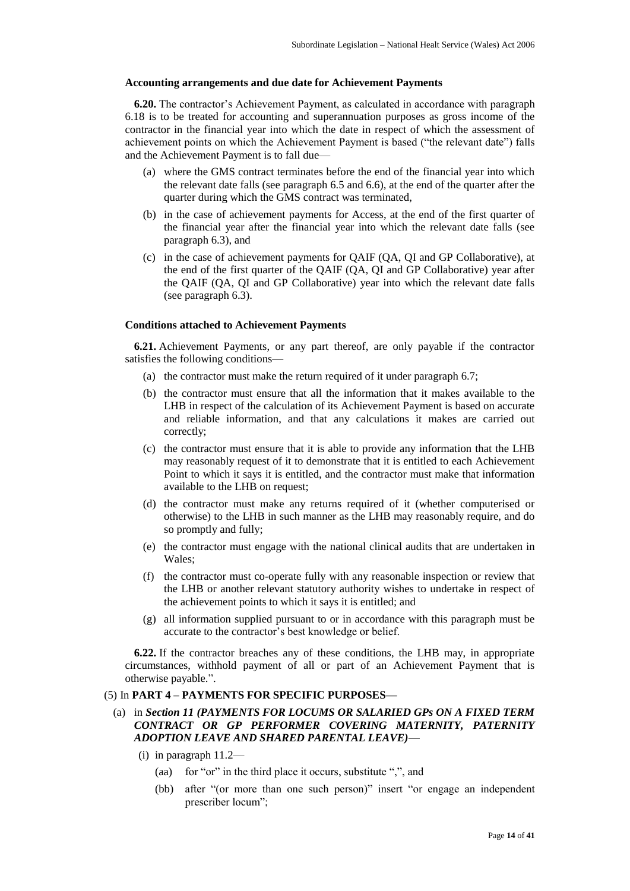**Accounting arrangements and due date for Achievement Payments**

**6.20.** The contractor's Achievement Payment, as calculated in accordance with paragraph 6.18 is to be treated for accounting and superannuation purposes as gross income of the contractor in the financial year into which the date in respect of which the assessment of achievement points on which the Achievement Payment is based ("the relevant date") falls and the Achievement Payment is to fall due—

- (a) where the GMS contract terminates before the end of the financial year into which the relevant date falls (see paragraph 6.5 and 6.6), at the end of the quarter after the quarter during which the GMS contract was terminated,
- (b) in the case of achievement payments for Access, at the end of the first quarter of the financial year after the financial year into which the relevant date falls (see paragraph 6.3), and
- (c) in the case of achievement payments for QAIF (QA, QI and GP Collaborative), at the end of the first quarter of the QAIF (QA, QI and GP Collaborative) year after the QAIF (QA, QI and GP Collaborative) year into which the relevant date falls (see paragraph 6.3).

**Conditions attached to Achievement Payments**

**6.21.** Achievement Payments, or any part thereof, are only payable if the contractor satisfies the following conditions—

- (a) the contractor must make the return required of it under paragraph 6.7;
- (b) the contractor must ensure that all the information that it makes available to the LHB in respect of the calculation of its Achievement Payment is based on accurate and reliable information, and that any calculations it makes are carried out correctly;
- (c) the contractor must ensure that it is able to provide any information that the LHB may reasonably request of it to demonstrate that it is entitled to each Achievement Point to which it says it is entitled, and the contractor must make that information available to the LHB on request;
- (d) the contractor must make any returns required of it (whether computerised or otherwise) to the LHB in such manner as the LHB may reasonably require, and do so promptly and fully;
- (e) the contractor must engage with the national clinical audits that are undertaken in Wales;
- (f) the contractor must co-operate fully with any reasonable inspection or review that the LHB or another relevant statutory authority wishes to undertake in respect of the achievement points to which it says it is entitled; and
- (g) all information supplied pursuant to or in accordance with this paragraph must be accurate to the contractor's best knowledge or belief.

**6.22.** If the contractor breaches any of these conditions, the LHB may, in appropriate circumstances, withhold payment of all or part of an Achievement Payment that is otherwise payable.".

(5) In **PART 4 – PAYMENTS FOR SPECIFIC PURPOSES—**

- (a) in ***Section 11 (PAYMENTS FOR LOCUMS OR SALARIED GPs ON A FIXED TERM CONTRACT OR GP PERFORMER COVERING MATERNITY, PATERNITY ADOPTION LEAVE AND SHARED PARENTAL LEAVE)***—
  - (i) in paragraph 11.2—
    - (aa) for "or" in the third place it occurs, substitute ",", and
    - (bb) after "(or more than one such person)" insert "or engage an independent prescriber locum";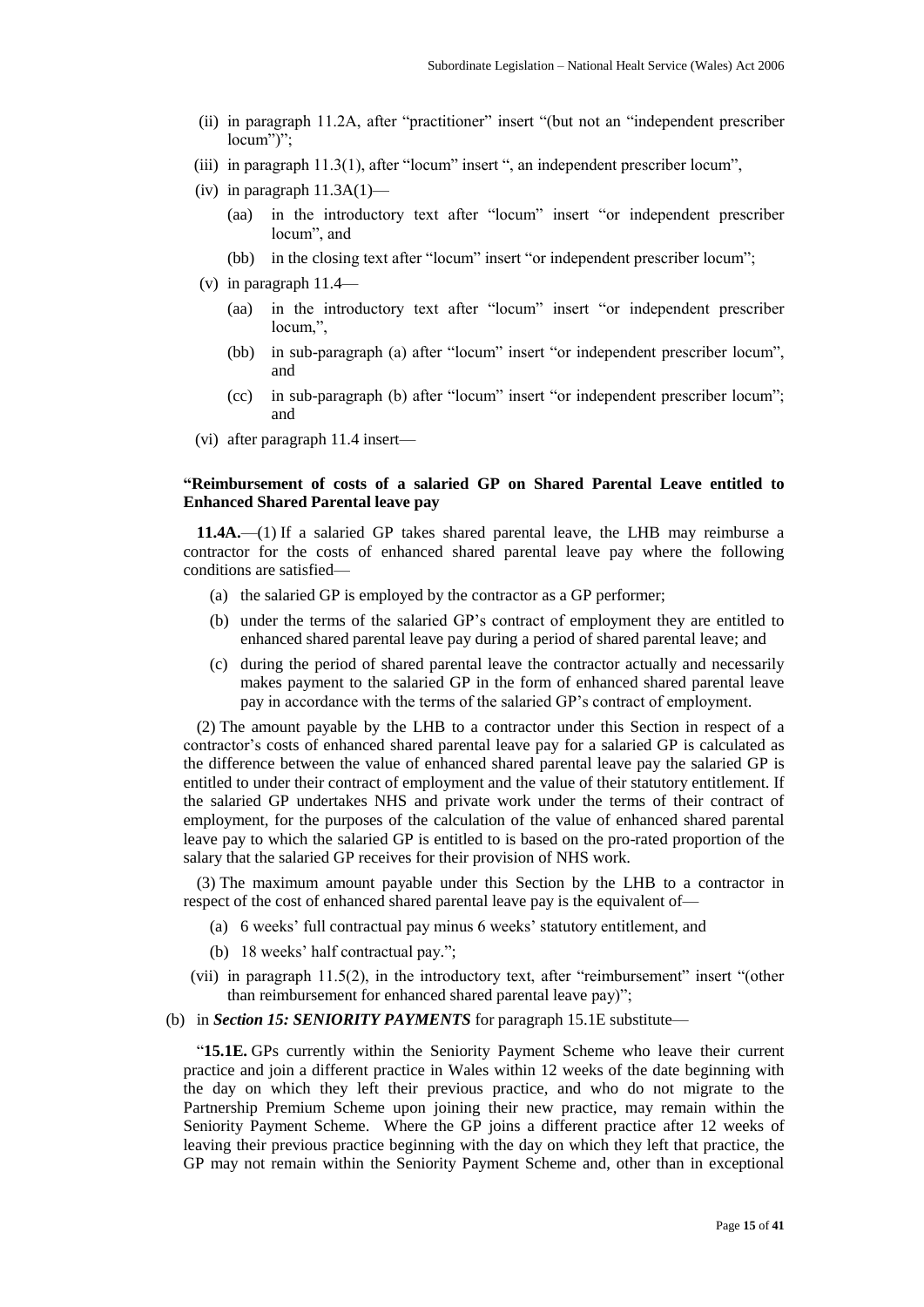(ii) in paragraph 11.2A, after "practitioner" insert "(but not an "independent prescriber locum")";

(iii) in paragraph 11.3(1), after "locum" insert ", an independent prescriber locum",

(iv) in paragraph 11.3A(1)—

(aa) in the introductory text after "locum" insert "or independent prescriber locum", and

(bb) in the closing text after "locum" insert "or independent prescriber locum";

(v) in paragraph 11.4—

(aa) in the introductory text after "locum" insert "or independent prescriber locum,",

(bb) in sub-paragraph (a) after "locum" insert "or independent prescriber locum", and

(cc) in sub-paragraph (b) after "locum" insert "or independent prescriber locum"; and

(vi) after paragraph 11.4 insert—

**"Reimbursement of costs of a salaried GP on Shared Parental Leave entitled to Enhanced Shared Parental leave pay**

**11.4A.**—(1) If a salaried GP takes shared parental leave, the LHB may reimburse a contractor for the costs of enhanced shared parental leave pay where the following conditions are satisfied—

(a) the salaried GP is employed by the contractor as a GP performer;

(b) under the terms of the salaried GP's contract of employment they are entitled to enhanced shared parental leave pay during a period of shared parental leave; and

(c) during the period of shared parental leave the contractor actually and necessarily makes payment to the salaried GP in the form of enhanced shared parental leave pay in accordance with the terms of the salaried GP's contract of employment.

(2) The amount payable by the LHB to a contractor under this Section in respect of a contractor's costs of enhanced shared parental leave pay for a salaried GP is calculated as the difference between the value of enhanced shared parental leave pay the salaried GP is entitled to under their contract of employment and the value of their statutory entitlement. If the salaried GP undertakes NHS and private work under the terms of their contract of employment, for the purposes of the calculation of the value of enhanced shared parental leave pay to which the salaried GP is entitled to is based on the pro-rated proportion of the salary that the salaried GP receives for their provision of NHS work.

(3) The maximum amount payable under this Section by the LHB to a contractor in respect of the cost of enhanced shared parental leave pay is the equivalent of—

(a) 6 weeks' full contractual pay minus 6 weeks' statutory entitlement, and

(b) 18 weeks' half contractual pay.";

(vii) in paragraph 11.5(2), in the introductory text, after "reimbursement" insert "(other than reimbursement for enhanced shared parental leave pay)";

(b) in ***Section 15: SENIORITY PAYMENTS*** for paragraph 15.1E substitute—

"**15.1E.** GPs currently within the Seniority Payment Scheme who leave their current practice and join a different practice in Wales within 12 weeks of the date beginning with the day on which they left their previous practice, and who do not migrate to the Partnership Premium Scheme upon joining their new practice, may remain within the Seniority Payment Scheme. Where the GP joins a different practice after 12 weeks of leaving their previous practice beginning with the day on which they left that practice, the GP may not remain within the Seniority Payment Scheme and, other than in exceptional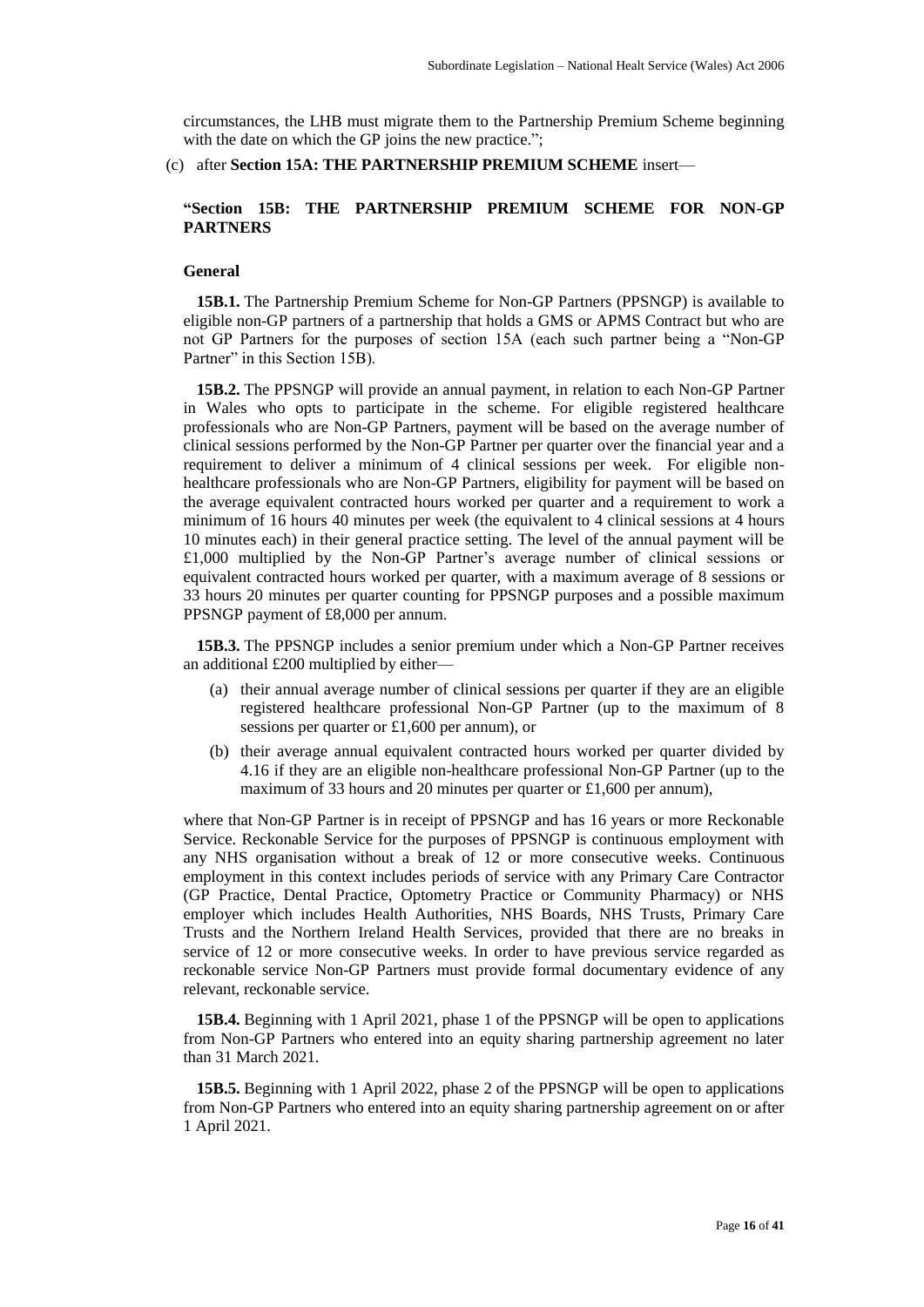circumstances, the LHB must migrate them to the Partnership Premium Scheme beginning with the date on which the GP joins the new practice.";

(c) after **Section 15A: THE PARTNERSHIP PREMIUM SCHEME** insert—

**"Section 15B: THE PARTNERSHIP PREMIUM SCHEME FOR NON-GP PARTNERS**

**General**

**15B.1.** The Partnership Premium Scheme for Non-GP Partners (PPSNGP) is available to eligible non-GP partners of a partnership that holds a GMS or APMS Contract but who are not GP Partners for the purposes of section 15A (each such partner being a "Non-GP Partner" in this Section 15B).

**15B.2.** The PPSNGP will provide an annual payment, in relation to each Non-GP Partner in Wales who opts to participate in the scheme. For eligible registered healthcare professionals who are Non-GP Partners, payment will be based on the average number of clinical sessions performed by the Non-GP Partner per quarter over the financial year and a requirement to deliver a minimum of 4 clinical sessions per week. For eligible non-healthcare professionals who are Non-GP Partners, eligibility for payment will be based on the average equivalent contracted hours worked per quarter and a requirement to work a minimum of 16 hours 40 minutes per week (the equivalent to 4 clinical sessions at 4 hours 10 minutes each) in their general practice setting. The level of the annual payment will be £1,000 multiplied by the Non-GP Partner's average number of clinical sessions or equivalent contracted hours worked per quarter, with a maximum average of 8 sessions or 33 hours 20 minutes per quarter counting for PPSNGP purposes and a possible maximum PPSNGP payment of £8,000 per annum.

**15B.3.** The PPSNGP includes a senior premium under which a Non-GP Partner receives an additional £200 multiplied by either—

(a) their annual average number of clinical sessions per quarter if they are an eligible registered healthcare professional Non-GP Partner (up to the maximum of 8 sessions per quarter or £1,600 per annum), or

(b) their average annual equivalent contracted hours worked per quarter divided by 4.16 if they are an eligible non-healthcare professional Non-GP Partner (up to the maximum of 33 hours and 20 minutes per quarter or £1,600 per annum),

where that Non-GP Partner is in receipt of PPSNGP and has 16 years or more Reckonable Service. Reckonable Service for the purposes of PPSNGP is continuous employment with any NHS organisation without a break of 12 or more consecutive weeks. Continuous employment in this context includes periods of service with any Primary Care Contractor (GP Practice, Dental Practice, Optometry Practice or Community Pharmacy) or NHS employer which includes Health Authorities, NHS Boards, NHS Trusts, Primary Care Trusts and the Northern Ireland Health Services, provided that there are no breaks in service of 12 or more consecutive weeks. In order to have previous service regarded as reckonable service Non-GP Partners must provide formal documentary evidence of any relevant, reckonable service.

**15B.4.** Beginning with 1 April 2021, phase 1 of the PPSNGP will be open to applications from Non-GP Partners who entered into an equity sharing partnership agreement no later than 31 March 2021.

**15B.5.** Beginning with 1 April 2022, phase 2 of the PPSNGP will be open to applications from Non-GP Partners who entered into an equity sharing partnership agreement on or after 1 April 2021.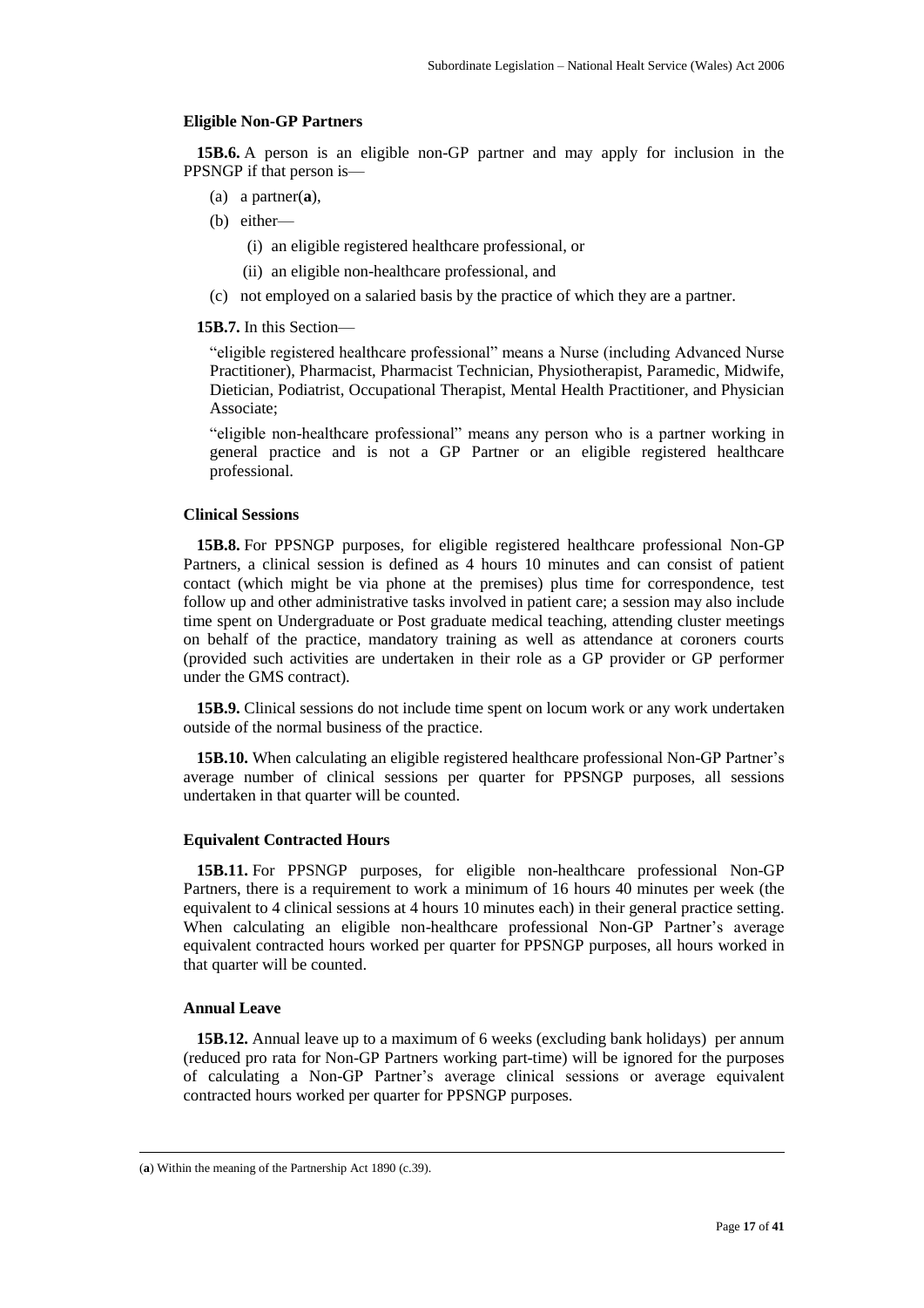### Eligible Non-GP Partners

**15B.6.** A person is an eligible non-GP partner and may apply for inclusion in the PPSNGP if that person is—

(a) a partner([a]),

(b) either—

  (i) an eligible registered healthcare professional, or

  (ii) an eligible non-healthcare professional, and

(c) not employed on a salaried basis by the practice of which they are a partner.

**15B.7.** In this Section—

"eligible registered healthcare professional" means a Nurse (including Advanced Nurse Practitioner), Pharmacist, Pharmacist Technician, Physiotherapist, Paramedic, Midwife, Dietician, Podiatrist, Occupational Therapist, Mental Health Practitioner, and Physician Associate;

"eligible non-healthcare professional" means any person who is a partner working in general practice and is not a GP Partner or an eligible registered healthcare professional.

### Clinical Sessions

**15B.8.** For PPSNGP purposes, for eligible registered healthcare professional Non-GP Partners, a clinical session is defined as 4 hours 10 minutes and can consist of patient contact (which might be via phone at the premises) plus time for correspondence, test follow up and other administrative tasks involved in patient care; a session may also include time spent on Undergraduate or Post graduate medical teaching, attending cluster meetings on behalf of the practice, mandatory training as well as attendance at coroners courts (provided such activities are undertaken in their role as a GP provider or GP performer under the GMS contract).

**15B.9.** Clinical sessions do not include time spent on locum work or any work undertaken outside of the normal business of the practice.

**15B.10.** When calculating an eligible registered healthcare professional Non-GP Partner's average number of clinical sessions per quarter for PPSNGP purposes, all sessions undertaken in that quarter will be counted.

### Equivalent Contracted Hours

**15B.11.** For PPSNGP purposes, for eligible non-healthcare professional Non-GP Partners, there is a requirement to work a minimum of 16 hours 40 minutes per week (the equivalent to 4 clinical sessions at 4 hours 10 minutes each) in their general practice setting. When calculating an eligible non-healthcare professional Non-GP Partner's average equivalent contracted hours worked per quarter for PPSNGP purposes, all hours worked in that quarter will be counted.

### Annual Leave

**15B.12.** Annual leave up to a maximum of 6 weeks (excluding bank holidays) per annum (reduced pro rata for Non-GP Partners working part-time) will be ignored for the purposes of calculating a Non-GP Partner's average clinical sessions or average equivalent contracted hours worked per quarter for PPSNGP purposes.

---

([a]) Within the meaning of the Partnership Act 1890 (c.39).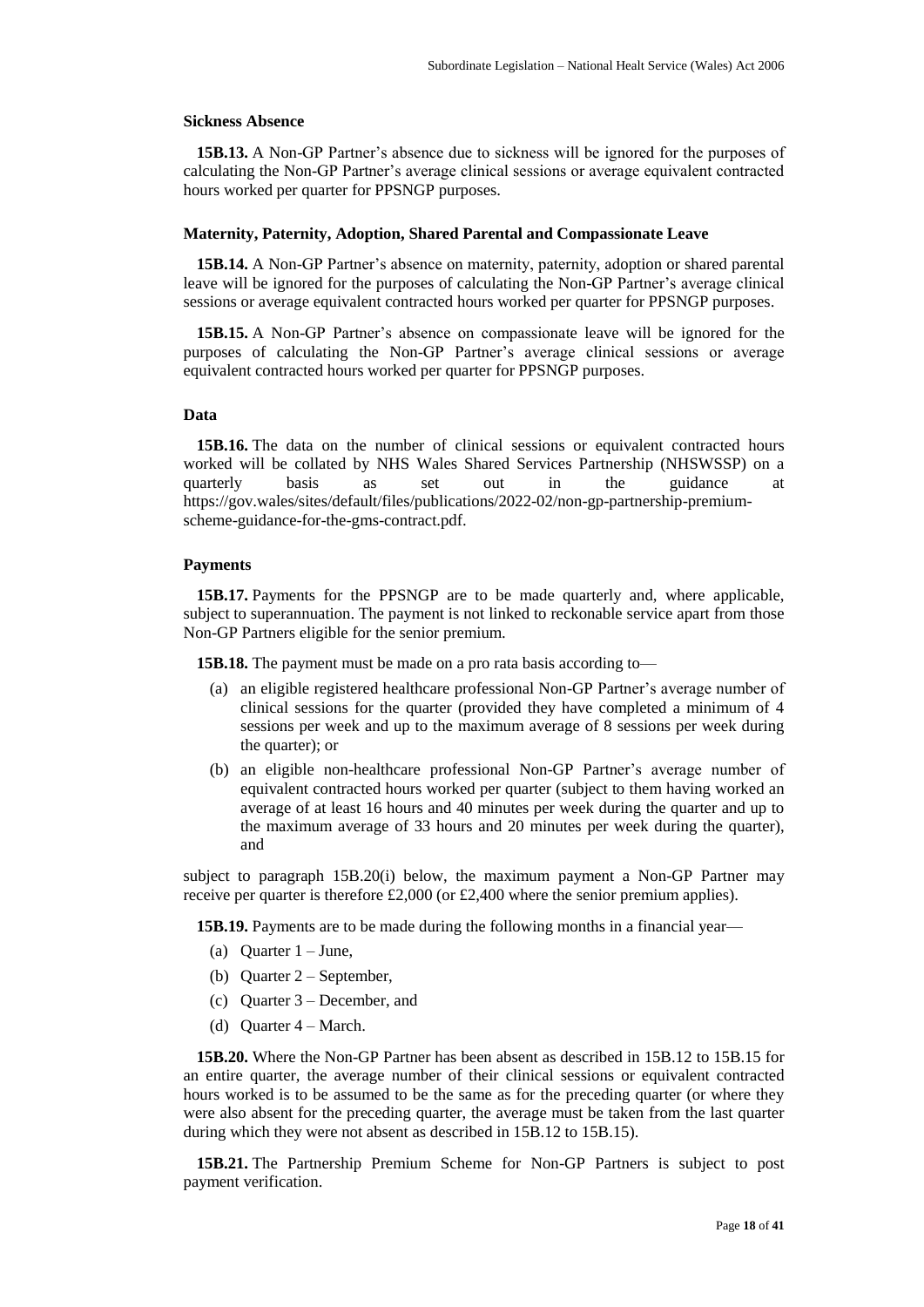#### Sickness Absence

**15B.13.** A Non-GP Partner's absence due to sickness will be ignored for the purposes of calculating the Non-GP Partner's average clinical sessions or average equivalent contracted hours worked per quarter for PPSNGP purposes.

#### Maternity, Paternity, Adoption, Shared Parental and Compassionate Leave

**15B.14.** A Non-GP Partner's absence on maternity, paternity, adoption or shared parental leave will be ignored for the purposes of calculating the Non-GP Partner's average clinical sessions or average equivalent contracted hours worked per quarter for PPSNGP purposes.

**15B.15.** A Non-GP Partner's absence on compassionate leave will be ignored for the purposes of calculating the Non-GP Partner's average clinical sessions or average equivalent contracted hours worked per quarter for PPSNGP purposes.

#### Data

**15B.16.** The data on the number of clinical sessions or equivalent contracted hours worked will be collated by NHS Wales Shared Services Partnership (NHSWSSP) on a quarterly basis as set out in the guidance at https://gov.wales/sites/default/files/publications/2022-02/non-gp-partnership-premium-scheme-guidance-for-the-gms-contract.pdf.

#### Payments

**15B.17.** Payments for the PPSNGP are to be made quarterly and, where applicable, subject to superannuation. The payment is not linked to reckonable service apart from those Non-GP Partners eligible for the senior premium.

**15B.18.** The payment must be made on a pro rata basis according to—

(a) an eligible registered healthcare professional Non-GP Partner's average number of clinical sessions for the quarter (provided they have completed a minimum of 4 sessions per week and up to the maximum average of 8 sessions per week during the quarter); or

(b) an eligible non-healthcare professional Non-GP Partner's average number of equivalent contracted hours worked per quarter (subject to them having worked an average of at least 16 hours and 40 minutes per week during the quarter and up to the maximum average of 33 hours and 20 minutes per week during the quarter), and

subject to paragraph 15B.20(i) below, the maximum payment a Non-GP Partner may receive per quarter is therefore £2,000 (or £2,400 where the senior premium applies).

**15B.19.** Payments are to be made during the following months in a financial year—

(a) Quarter 1 – June,

(b) Quarter 2 – September,

(c) Quarter 3 – December, and

(d) Quarter 4 – March.

**15B.20.** Where the Non-GP Partner has been absent as described in 15B.12 to 15B.15 for an entire quarter, the average number of their clinical sessions or equivalent contracted hours worked is to be assumed to be the same as for the preceding quarter (or where they were also absent for the preceding quarter, the average must be taken from the last quarter during which they were not absent as described in 15B.12 to 15B.15).

**15B.21.** The Partnership Premium Scheme for Non-GP Partners is subject to post payment verification.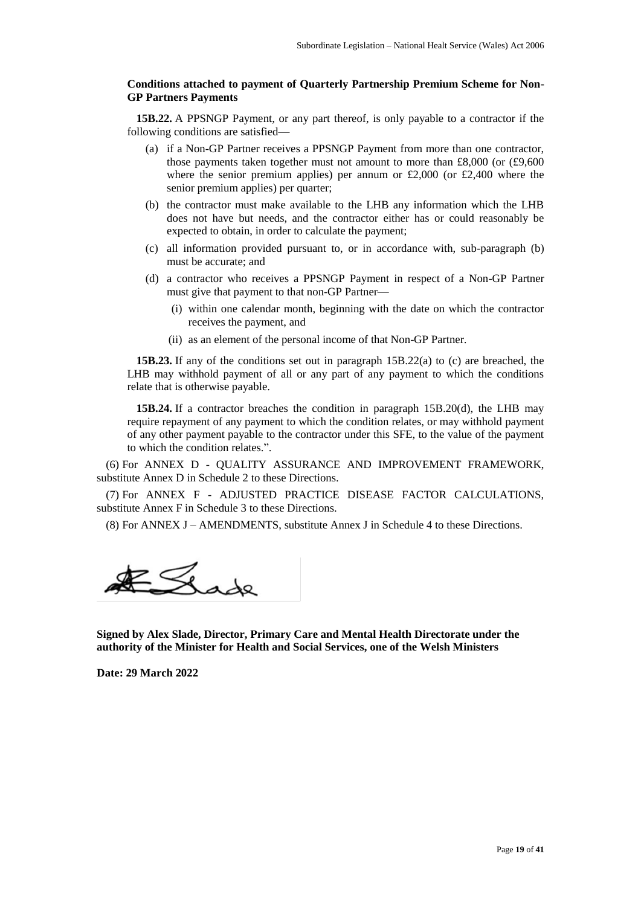**Conditions attached to payment of Quarterly Partnership Premium Scheme for Non-GP Partners Payments**

**15B.22.** A PPSNGP Payment, or any part thereof, is only payable to a contractor if the following conditions are satisfied—

(a) if a Non-GP Partner receives a PPSNGP Payment from more than one contractor, those payments taken together must not amount to more than £8,000 (or (£9,600 where the senior premium applies) per annum or £2,000 (or £2,400 where the senior premium applies) per quarter;

(b) the contractor must make available to the LHB any information which the LHB does not have but needs, and the contractor either has or could reasonably be expected to obtain, in order to calculate the payment;

(c) all information provided pursuant to, or in accordance with, sub-paragraph (b) must be accurate; and

(d) a contractor who receives a PPSNGP Payment in respect of a Non-GP Partner must give that payment to that non-GP Partner—

   (i) within one calendar month, beginning with the date on which the contractor receives the payment, and

   (ii) as an element of the personal income of that Non-GP Partner.

**15B.23.** If any of the conditions set out in paragraph 15B.22(a) to (c) are breached, the LHB may withhold payment of all or any part of any payment to which the conditions relate that is otherwise payable.

**15B.24.** If a contractor breaches the condition in paragraph 15B.20(d), the LHB may require repayment of any payment to which the condition relates, or may withhold payment of any other payment payable to the contractor under this SFE, to the value of the payment to which the condition relates.".

(6) For ANNEX D - QUALITY ASSURANCE AND IMPROVEMENT FRAMEWORK, substitute Annex D in Schedule 2 to these Directions.

(7) For ANNEX F - ADJUSTED PRACTICE DISEASE FACTOR CALCULATIONS, substitute Annex F in Schedule 3 to these Directions.

(8) For ANNEX J – AMENDMENTS, substitute Annex J in Schedule 4 to these Directions.

**Signed by Alex Slade, Director, Primary Care and Mental Health Directorate under the authority of the Minister for Health and Social Services, one of the Welsh Ministers**

**Date: 29 March 2022**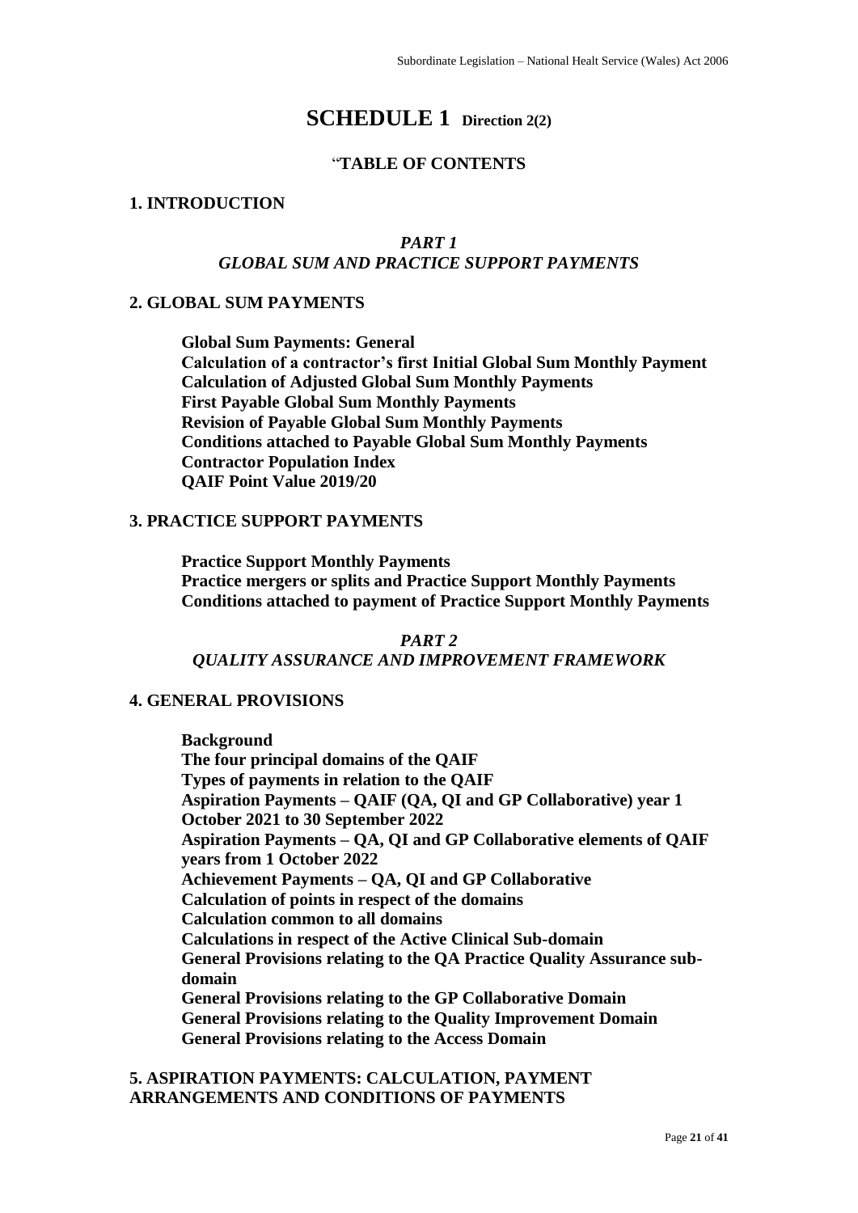# SCHEDULE 1 Direction 2(2)

## "TABLE OF CONTENTS

## 1. INTRODUCTION

### *PART 1*
### *GLOBAL SUM AND PRACTICE SUPPORT PAYMENTS*

## 2. GLOBAL SUM PAYMENTS

**Global Sum Payments: General**
**Calculation of a contractor's first Initial Global Sum Monthly Payment**
**Calculation of Adjusted Global Sum Monthly Payments**
**First Payable Global Sum Monthly Payments**
**Revision of Payable Global Sum Monthly Payments**
**Conditions attached to Payable Global Sum Monthly Payments**
**Contractor Population Index**
**QAIF Point Value 2019/20**

## 3. PRACTICE SUPPORT PAYMENTS

**Practice Support Monthly Payments**
**Practice mergers or splits and Practice Support Monthly Payments**
**Conditions attached to payment of Practice Support Monthly Payments**

### *PART 2*
### *QUALITY ASSURANCE AND IMPROVEMENT FRAMEWORK*

## 4. GENERAL PROVISIONS

**Background**
**The four principal domains of the QAIF**
**Types of payments in relation to the QAIF**
**Aspiration Payments – QAIF (QA, QI and GP Collaborative) year 1 October 2021 to 30 September 2022**
**Aspiration Payments – QA, QI and GP Collaborative elements of QAIF years from 1 October 2022**
**Achievement Payments – QA, QI and GP Collaborative**
**Calculation of points in respect of the domains**
**Calculation common to all domains**
**Calculations in respect of the Active Clinical Sub-domain**
**General Provisions relating to the QA Practice Quality Assurance sub-domain**
**General Provisions relating to the GP Collaborative Domain**
**General Provisions relating to the Quality Improvement Domain**
**General Provisions relating to the Access Domain**

## 5. ASPIRATION PAYMENTS: CALCULATION, PAYMENT ARRANGEMENTS AND CONDITIONS OF PAYMENTS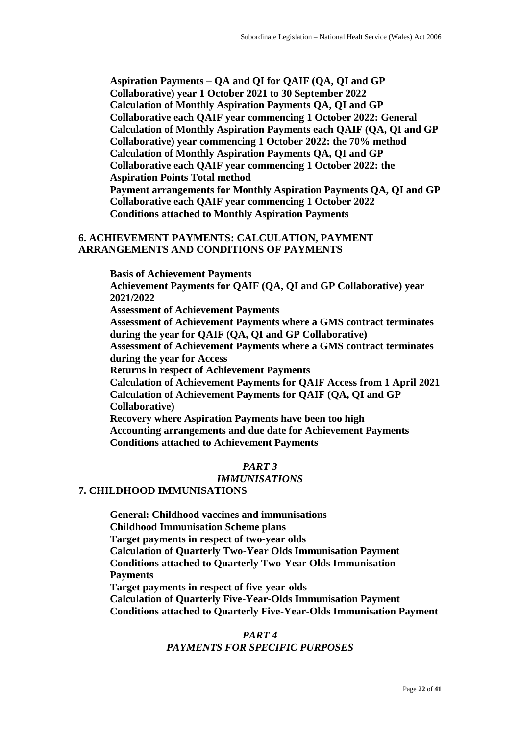**Aspiration Payments – QA and QI for QAIF (QA, QI and GP Collaborative) year 1 October 2021 to 30 September 2022**
**Calculation of Monthly Aspiration Payments QA, QI and GP Collaborative each QAIF year commencing 1 October 2022: General**
**Calculation of Monthly Aspiration Payments each QAIF (QA, QI and GP Collaborative) year commencing 1 October 2022: the 70% method**
**Calculation of Monthly Aspiration Payments QA, QI and GP Collaborative each QAIF year commencing 1 October 2022: the Aspiration Points Total method**
**Payment arrangements for Monthly Aspiration Payments QA, QI and GP Collaborative each QAIF year commencing 1 October 2022**
**Conditions attached to Monthly Aspiration Payments**

## 6. ACHIEVEMENT PAYMENTS: CALCULATION, PAYMENT ARRANGEMENTS AND CONDITIONS OF PAYMENTS

**Basis of Achievement Payments**
**Achievement Payments for QAIF (QA, QI and GP Collaborative) year 2021/2022**
**Assessment of Achievement Payments**
**Assessment of Achievement Payments where a GMS contract terminates during the year for QAIF (QA, QI and GP Collaborative)**
**Assessment of Achievement Payments where a GMS contract terminates during the year for Access**
**Returns in respect of Achievement Payments**
**Calculation of Achievement Payments for QAIF Access from 1 April 2021**
**Calculation of Achievement Payments for QAIF (QA, QI and GP Collaborative)**
**Recovery where Aspiration Payments have been too high**
**Accounting arrangements and due date for Achievement Payments**
**Conditions attached to Achievement Payments**

# *PART 3*
# *IMMUNISATIONS*

## 7. CHILDHOOD IMMUNISATIONS

**General: Childhood vaccines and immunisations**
**Childhood Immunisation Scheme plans**
**Target payments in respect of two-year olds**
**Calculation of Quarterly Two-Year Olds Immunisation Payment**
**Conditions attached to Quarterly Two-Year Olds Immunisation Payments**
**Target payments in respect of five-year-olds**
**Calculation of Quarterly Five-Year-Olds Immunisation Payment**
**Conditions attached to Quarterly Five-Year-Olds Immunisation Payment**

# *PART 4*
# *PAYMENTS FOR SPECIFIC PURPOSES*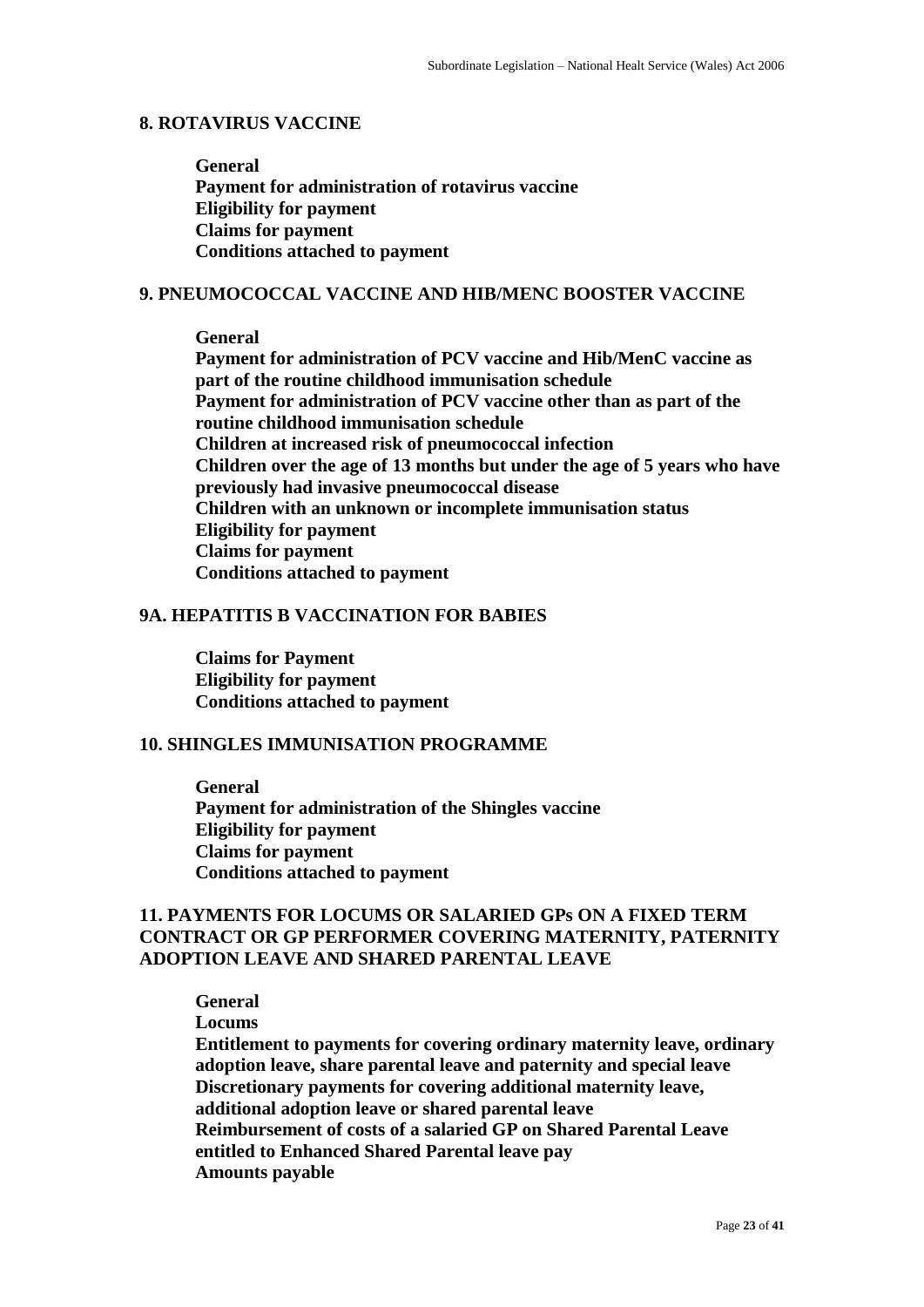## 8. ROTAVIRUS VACCINE

**General**
**Payment for administration of rotavirus vaccine**
**Eligibility for payment**
**Claims for payment**
**Conditions attached to payment**

## 9. PNEUMOCOCCAL VACCINE AND HIB/MENC BOOSTER VACCINE

**General**
**Payment for administration of PCV vaccine and Hib/MenC vaccine as part of the routine childhood immunisation schedule**
**Payment for administration of PCV vaccine other than as part of the routine childhood immunisation schedule**
**Children at increased risk of pneumococcal infection**
**Children over the age of 13 months but under the age of 5 years who have previously had invasive pneumococcal disease**
**Children with an unknown or incomplete immunisation status**
**Eligibility for payment**
**Claims for payment**
**Conditions attached to payment**

## 9A. HEPATITIS B VACCINATION FOR BABIES

**Claims for Payment**
**Eligibility for payment**
**Conditions attached to payment**

## 10. SHINGLES IMMUNISATION PROGRAMME

**General**
**Payment for administration of the Shingles vaccine**
**Eligibility for payment**
**Claims for payment**
**Conditions attached to payment**

## 11. PAYMENTS FOR LOCUMS OR SALARIED GPs ON A FIXED TERM CONTRACT OR GP PERFORMER COVERING MATERNITY, PATERNITY ADOPTION LEAVE AND SHARED PARENTAL LEAVE

**General**
**Locums**
**Entitlement to payments for covering ordinary maternity leave, ordinary adoption leave, share parental leave and paternity and special leave**
**Discretionary payments for covering additional maternity leave, additional adoption leave or shared parental leave**
**Reimbursement of costs of a salaried GP on Shared Parental Leave entitled to Enhanced Shared Parental leave pay**
**Amounts payable**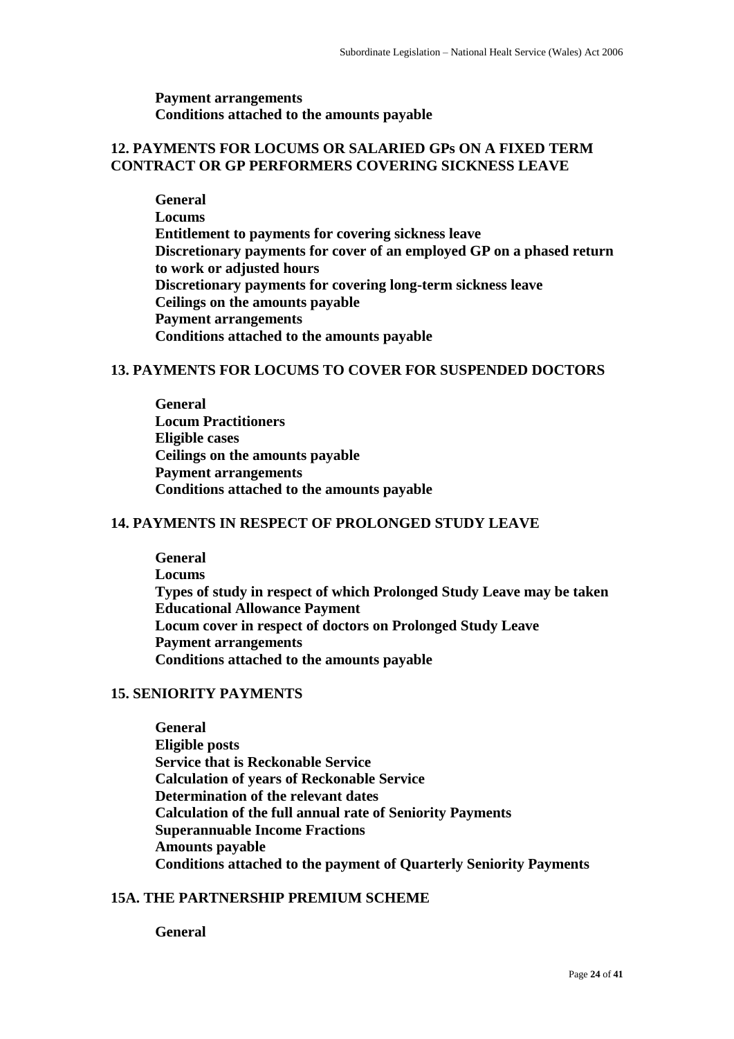**Payment arrangements**
**Conditions attached to the amounts payable**

## 12. PAYMENTS FOR LOCUMS OR SALARIED GPs ON A FIXED TERM CONTRACT OR GP PERFORMERS COVERING SICKNESS LEAVE

**General**
**Locums**
**Entitlement to payments for covering sickness leave**
**Discretionary payments for cover of an employed GP on a phased return to work or adjusted hours**
**Discretionary payments for covering long-term sickness leave**
**Ceilings on the amounts payable**
**Payment arrangements**
**Conditions attached to the amounts payable**

## 13. PAYMENTS FOR LOCUMS TO COVER FOR SUSPENDED DOCTORS

**General**
**Locum Practitioners**
**Eligible cases**
**Ceilings on the amounts payable**
**Payment arrangements**
**Conditions attached to the amounts payable**

## 14. PAYMENTS IN RESPECT OF PROLONGED STUDY LEAVE

**General**
**Locums**
**Types of study in respect of which Prolonged Study Leave may be taken**
**Educational Allowance Payment**
**Locum cover in respect of doctors on Prolonged Study Leave**
**Payment arrangements**
**Conditions attached to the amounts payable**

## 15. SENIORITY PAYMENTS

**General**
**Eligible posts**
**Service that is Reckonable Service**
**Calculation of years of Reckonable Service**
**Determination of the relevant dates**
**Calculation of the full annual rate of Seniority Payments**
**Superannuable Income Fractions**
**Amounts payable**
**Conditions attached to the payment of Quarterly Seniority Payments**

## 15A. THE PARTNERSHIP PREMIUM SCHEME

**General**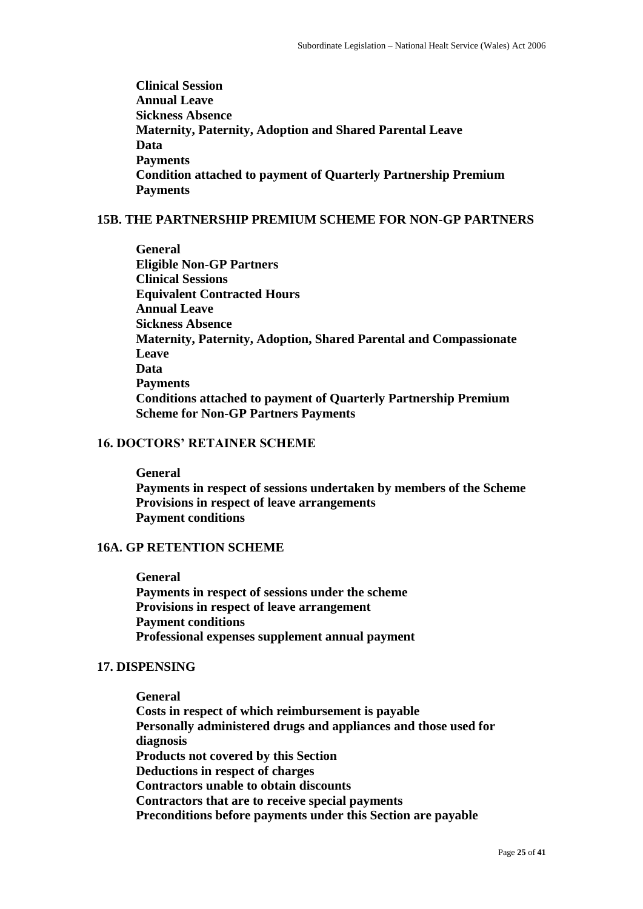**Clinical Session**
**Annual Leave**
**Sickness Absence**
**Maternity, Paternity, Adoption and Shared Parental Leave**
**Data**
**Payments**
**Condition attached to payment of Quarterly Partnership Premium Payments**

## 15B. THE PARTNERSHIP PREMIUM SCHEME FOR NON-GP PARTNERS

**General**
**Eligible Non-GP Partners**
**Clinical Sessions**
**Equivalent Contracted Hours**
**Annual Leave**
**Sickness Absence**
**Maternity, Paternity, Adoption, Shared Parental and Compassionate Leave**
**Data**
**Payments**
**Conditions attached to payment of Quarterly Partnership Premium Scheme for Non-GP Partners Payments**

## 16. DOCTORS' RETAINER SCHEME

**General**
**Payments in respect of sessions undertaken by members of the Scheme**
**Provisions in respect of leave arrangements**
**Payment conditions**

## 16A. GP RETENTION SCHEME

**General**
**Payments in respect of sessions under the scheme**
**Provisions in respect of leave arrangement**
**Payment conditions**
**Professional expenses supplement annual payment**

## 17. DISPENSING

**General**
**Costs in respect of which reimbursement is payable**
**Personally administered drugs and appliances and those used for diagnosis**
**Products not covered by this Section**
**Deductions in respect of charges**
**Contractors unable to obtain discounts**
**Contractors that are to receive special payments**
**Preconditions before payments under this Section are payable**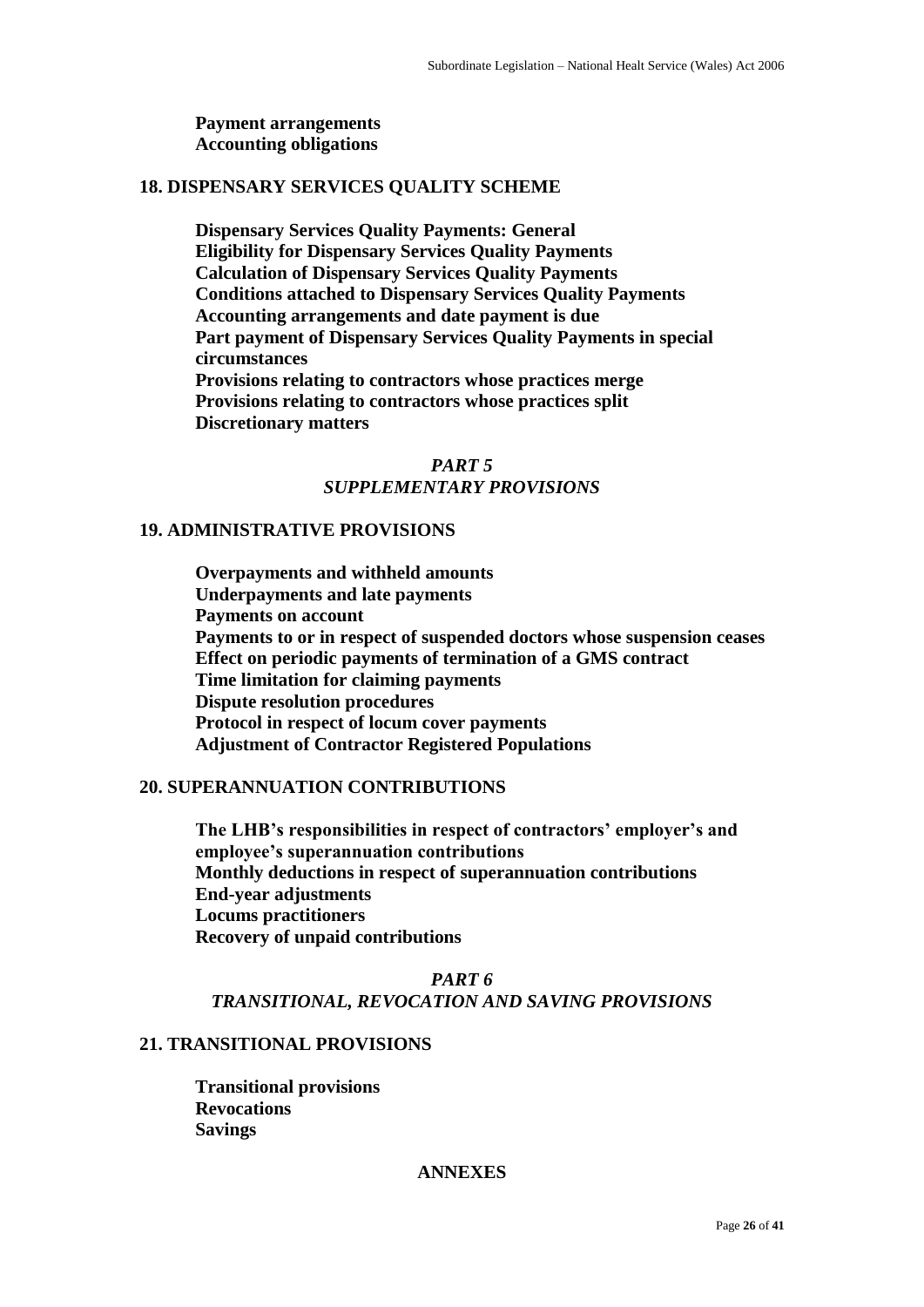**Payment arrangements**
**Accounting obligations**

## 18. DISPENSARY SERVICES QUALITY SCHEME

**Dispensary Services Quality Payments: General**
**Eligibility for Dispensary Services Quality Payments**
**Calculation of Dispensary Services Quality Payments**
**Conditions attached to Dispensary Services Quality Payments**
**Accounting arrangements and date payment is due**
**Part payment of Dispensary Services Quality Payments in special circumstances**
**Provisions relating to contractors whose practices merge**
**Provisions relating to contractors whose practices split**
**Discretionary matters**

# *PART 5*
# *SUPPLEMENTARY PROVISIONS*

## 19. ADMINISTRATIVE PROVISIONS

**Overpayments and withheld amounts**
**Underpayments and late payments**
**Payments on account**
**Payments to or in respect of suspended doctors whose suspension ceases**
**Effect on periodic payments of termination of a GMS contract**
**Time limitation for claiming payments**
**Dispute resolution procedures**
**Protocol in respect of locum cover payments**
**Adjustment of Contractor Registered Populations**

## 20. SUPERANNUATION CONTRIBUTIONS

**The LHB's responsibilities in respect of contractors' employer's and employee's superannuation contributions**
**Monthly deductions in respect of superannuation contributions**
**End-year adjustments**
**Locums practitioners**
**Recovery of unpaid contributions**

# *PART 6*
# *TRANSITIONAL, REVOCATION AND SAVING PROVISIONS*

## 21. TRANSITIONAL PROVISIONS

**Transitional provisions**
**Revocations**
**Savings**

# ANNEXES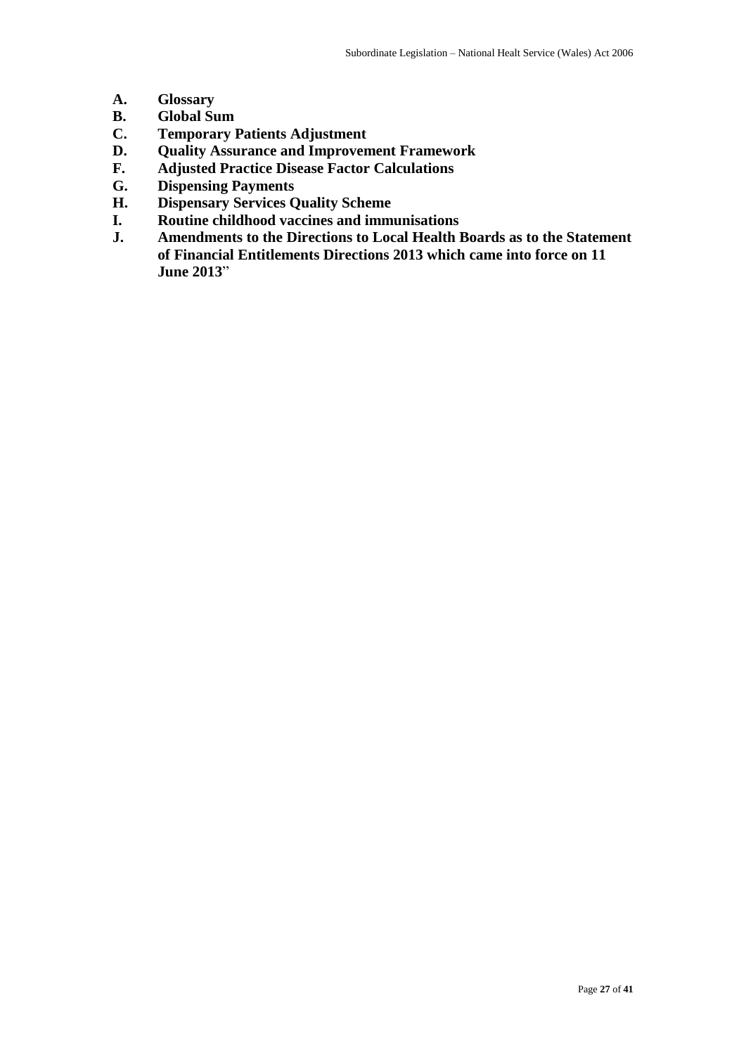**A. Glossary**
**B. Global Sum**
**C. Temporary Patients Adjustment**
**D. Quality Assurance and Improvement Framework**
**F. Adjusted Practice Disease Factor Calculations**
**G. Dispensing Payments**
**H. Dispensary Services Quality Scheme**
**I. Routine childhood vaccines and immunisations**
**J. Amendments to the Directions to Local Health Boards as to the Statement of Financial Entitlements Directions 2013 which came into force on 11 June 2013**"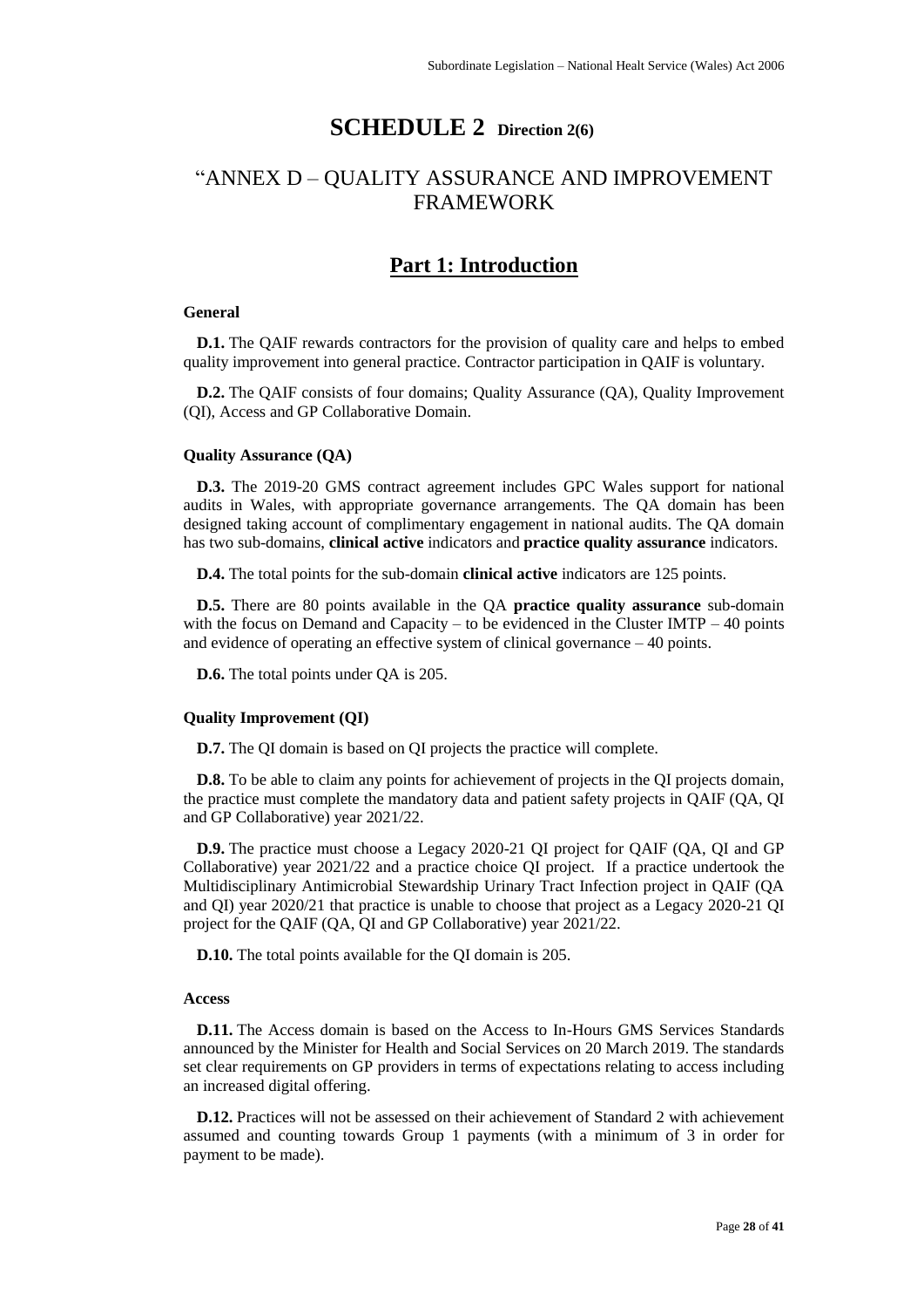# SCHEDULE 2 Direction 2(6)

## "ANNEX D – QUALITY ASSURANCE AND IMPROVEMENT FRAMEWORK

## Part 1: Introduction

### General

**D.1.** The QAIF rewards contractors for the provision of quality care and helps to embed quality improvement into general practice. Contractor participation in QAIF is voluntary.

**D.2.** The QAIF consists of four domains; Quality Assurance (QA), Quality Improvement (QI), Access and GP Collaborative Domain.

### Quality Assurance (QA)

**D.3.** The 2019-20 GMS contract agreement includes GPC Wales support for national audits in Wales, with appropriate governance arrangements. The QA domain has been designed taking account of complimentary engagement in national audits. The QA domain has two sub-domains, **clinical active** indicators and **practice quality assurance** indicators.

**D.4.** The total points for the sub-domain **clinical active** indicators are 125 points.

**D.5.** There are 80 points available in the QA **practice quality assurance** sub-domain with the focus on Demand and Capacity – to be evidenced in the Cluster IMTP – 40 points and evidence of operating an effective system of clinical governance – 40 points.

**D.6.** The total points under QA is 205.

### Quality Improvement (QI)

**D.7.** The QI domain is based on QI projects the practice will complete.

**D.8.** To be able to claim any points for achievement of projects in the QI projects domain, the practice must complete the mandatory data and patient safety projects in QAIF (QA, QI and GP Collaborative) year 2021/22.

**D.9.** The practice must choose a Legacy 2020-21 QI project for QAIF (QA, QI and GP Collaborative) year 2021/22 and a practice choice QI project. If a practice undertook the Multidisciplinary Antimicrobial Stewardship Urinary Tract Infection project in QAIF (QA and QI) year 2020/21 that practice is unable to choose that project as a Legacy 2020-21 QI project for the QAIF (QA, QI and GP Collaborative) year 2021/22.

**D.10.** The total points available for the QI domain is 205.

### Access

**D.11.** The Access domain is based on the Access to In-Hours GMS Services Standards announced by the Minister for Health and Social Services on 20 March 2019. The standards set clear requirements on GP providers in terms of expectations relating to access including an increased digital offering.

**D.12.** Practices will not be assessed on their achievement of Standard 2 with achievement assumed and counting towards Group 1 payments (with a minimum of 3 in order for payment to be made).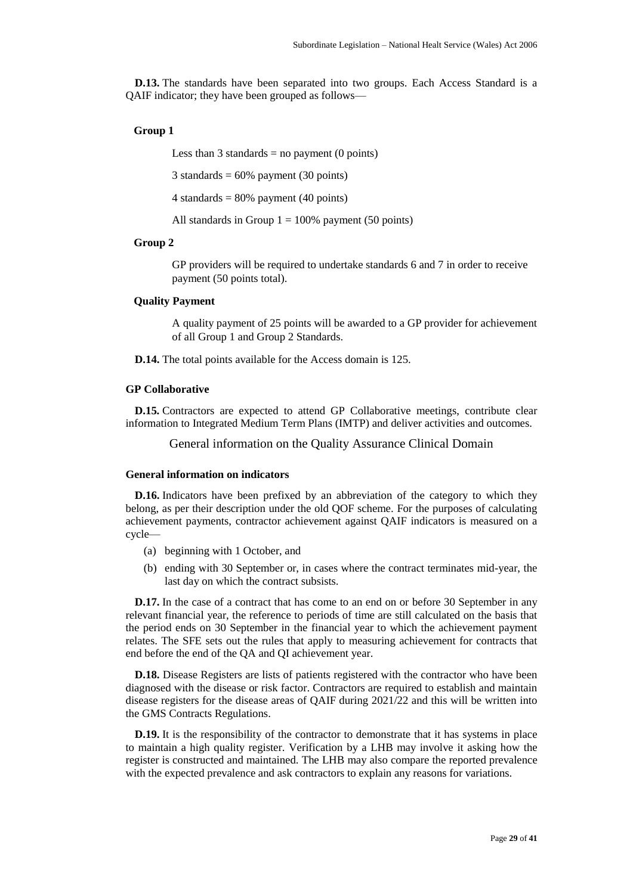**D.13.** The standards have been separated into two groups. Each Access Standard is a QAIF indicator; they have been grouped as follows—

**Group 1**

Less than 3 standards = no payment (0 points)

3 standards = 60% payment (30 points)

4 standards = 80% payment (40 points)

All standards in Group 1 = 100% payment (50 points)

**Group 2**

GP providers will be required to undertake standards 6 and 7 in order to receive payment (50 points total).

**Quality Payment**

A quality payment of 25 points will be awarded to a GP provider for achievement of all Group 1 and Group 2 Standards.

**D.14.** The total points available for the Access domain is 125.

### GP Collaborative

**D.15.** Contractors are expected to attend GP Collaborative meetings, contribute clear information to Integrated Medium Term Plans (IMTP) and deliver activities and outcomes.

## General information on the Quality Assurance Clinical Domain

### General information on indicators

**D.16.** Indicators have been prefixed by an abbreviation of the category to which they belong, as per their description under the old QOF scheme. For the purposes of calculating achievement payments, contractor achievement against QAIF indicators is measured on a cycle—

(a) beginning with 1 October, and

(b) ending with 30 September or, in cases where the contract terminates mid-year, the last day on which the contract subsists.

**D.17.** In the case of a contract that has come to an end on or before 30 September in any relevant financial year, the reference to periods of time are still calculated on the basis that the period ends on 30 September in the financial year to which the achievement payment relates. The SFE sets out the rules that apply to measuring achievement for contracts that end before the end of the QA and QI achievement year.

**D.18.** Disease Registers are lists of patients registered with the contractor who have been diagnosed with the disease or risk factor. Contractors are required to establish and maintain disease registers for the disease areas of QAIF during 2021/22 and this will be written into the GMS Contracts Regulations.

**D.19.** It is the responsibility of the contractor to demonstrate that it has systems in place to maintain a high quality register. Verification by a LHB may involve it asking how the register is constructed and maintained. The LHB may also compare the reported prevalence with the expected prevalence and ask contractors to explain any reasons for variations.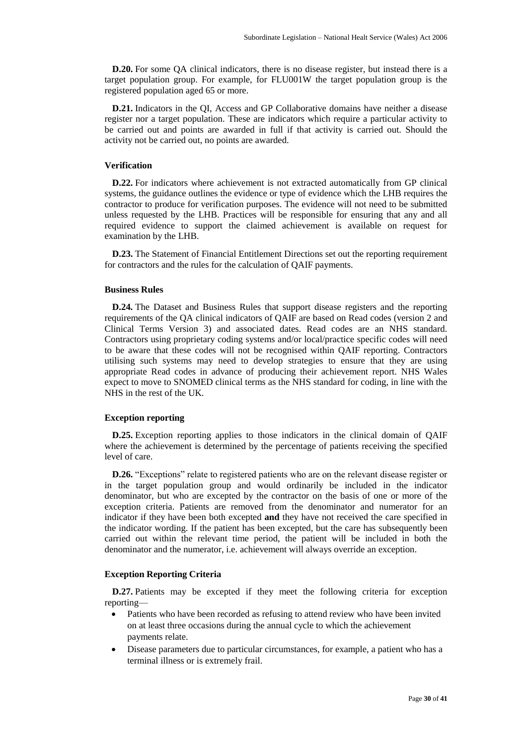**D.20.** For some QA clinical indicators, there is no disease register, but instead there is a target population group. For example, for FLU001W the target population group is the registered population aged 65 or more.

**D.21.** Indicators in the QI, Access and GP Collaborative domains have neither a disease register nor a target population. These are indicators which require a particular activity to be carried out and points are awarded in full if that activity is carried out. Should the activity not be carried out, no points are awarded.

**Verification**

**D.22.** For indicators where achievement is not extracted automatically from GP clinical systems, the guidance outlines the evidence or type of evidence which the LHB requires the contractor to produce for verification purposes. The evidence will not need to be submitted unless requested by the LHB. Practices will be responsible for ensuring that any and all required evidence to support the claimed achievement is available on request for examination by the LHB.

**D.23.** The Statement of Financial Entitlement Directions set out the reporting requirement for contractors and the rules for the calculation of QAIF payments.

**Business Rules**

**D.24.** The Dataset and Business Rules that support disease registers and the reporting requirements of the QA clinical indicators of QAIF are based on Read codes (version 2 and Clinical Terms Version 3) and associated dates. Read codes are an NHS standard. Contractors using proprietary coding systems and/or local/practice specific codes will need to be aware that these codes will not be recognised within QAIF reporting. Contractors utilising such systems may need to develop strategies to ensure that they are using appropriate Read codes in advance of producing their achievement report. NHS Wales expect to move to SNOMED clinical terms as the NHS standard for coding, in line with the NHS in the rest of the UK.

**Exception reporting**

**D.25.** Exception reporting applies to those indicators in the clinical domain of QAIF where the achievement is determined by the percentage of patients receiving the specified level of care.

**D.26.** "Exceptions" relate to registered patients who are on the relevant disease register or in the target population group and would ordinarily be included in the indicator denominator, but who are excepted by the contractor on the basis of one or more of the exception criteria. Patients are removed from the denominator and numerator for an indicator if they have been both excepted **and** they have not received the care specified in the indicator wording. If the patient has been excepted, but the care has subsequently been carried out within the relevant time period, the patient will be included in both the denominator and the numerator, i.e. achievement will always override an exception.

**Exception Reporting Criteria**

**D.27.** Patients may be excepted if they meet the following criteria for exception reporting—

- Patients who have been recorded as refusing to attend review who have been invited on at least three occasions during the annual cycle to which the achievement payments relate.
- Disease parameters due to particular circumstances, for example, a patient who has a terminal illness or is extremely frail.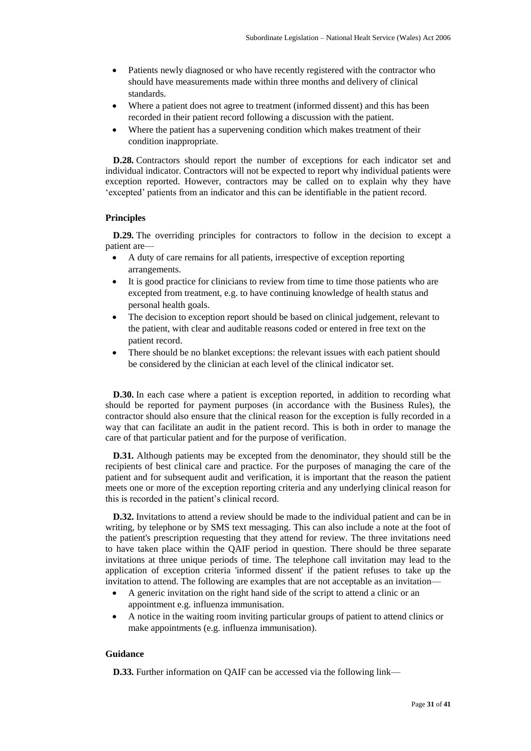- Patients newly diagnosed or who have recently registered with the contractor who should have measurements made within three months and delivery of clinical standards.
- Where a patient does not agree to treatment (informed dissent) and this has been recorded in their patient record following a discussion with the patient.
- Where the patient has a supervening condition which makes treatment of their condition inappropriate.

**D.28.** Contractors should report the number of exceptions for each indicator set and individual indicator. Contractors will not be expected to report why individual patients were exception reported. However, contractors may be called on to explain why they have 'excepted' patients from an indicator and this can be identifiable in the patient record.

### Principles

**D.29.** The overriding principles for contractors to follow in the decision to except a patient are—

- A duty of care remains for all patients, irrespective of exception reporting arrangements.
- It is good practice for clinicians to review from time to time those patients who are excepted from treatment, e.g. to have continuing knowledge of health status and personal health goals.
- The decision to exception report should be based on clinical judgement, relevant to the patient, with clear and auditable reasons coded or entered in free text on the patient record.
- There should be no blanket exceptions: the relevant issues with each patient should be considered by the clinician at each level of the clinical indicator set.

**D.30.** In each case where a patient is exception reported, in addition to recording what should be reported for payment purposes (in accordance with the Business Rules), the contractor should also ensure that the clinical reason for the exception is fully recorded in a way that can facilitate an audit in the patient record. This is both in order to manage the care of that particular patient and for the purpose of verification.

**D.31.** Although patients may be excepted from the denominator, they should still be the recipients of best clinical care and practice. For the purposes of managing the care of the patient and for subsequent audit and verification, it is important that the reason the patient meets one or more of the exception reporting criteria and any underlying clinical reason for this is recorded in the patient's clinical record.

**D.32.** Invitations to attend a review should be made to the individual patient and can be in writing, by telephone or by SMS text messaging. This can also include a note at the foot of the patient's prescription requesting that they attend for review. The three invitations need to have taken place within the QAIF period in question. There should be three separate invitations at three unique periods of time. The telephone call invitation may lead to the application of exception criteria 'informed dissent' if the patient refuses to take up the invitation to attend. The following are examples that are not acceptable as an invitation—

- A generic invitation on the right hand side of the script to attend a clinic or an appointment e.g. influenza immunisation.
- A notice in the waiting room inviting particular groups of patient to attend clinics or make appointments (e.g. influenza immunisation).

### Guidance

**D.33.** Further information on QAIF can be accessed via the following link—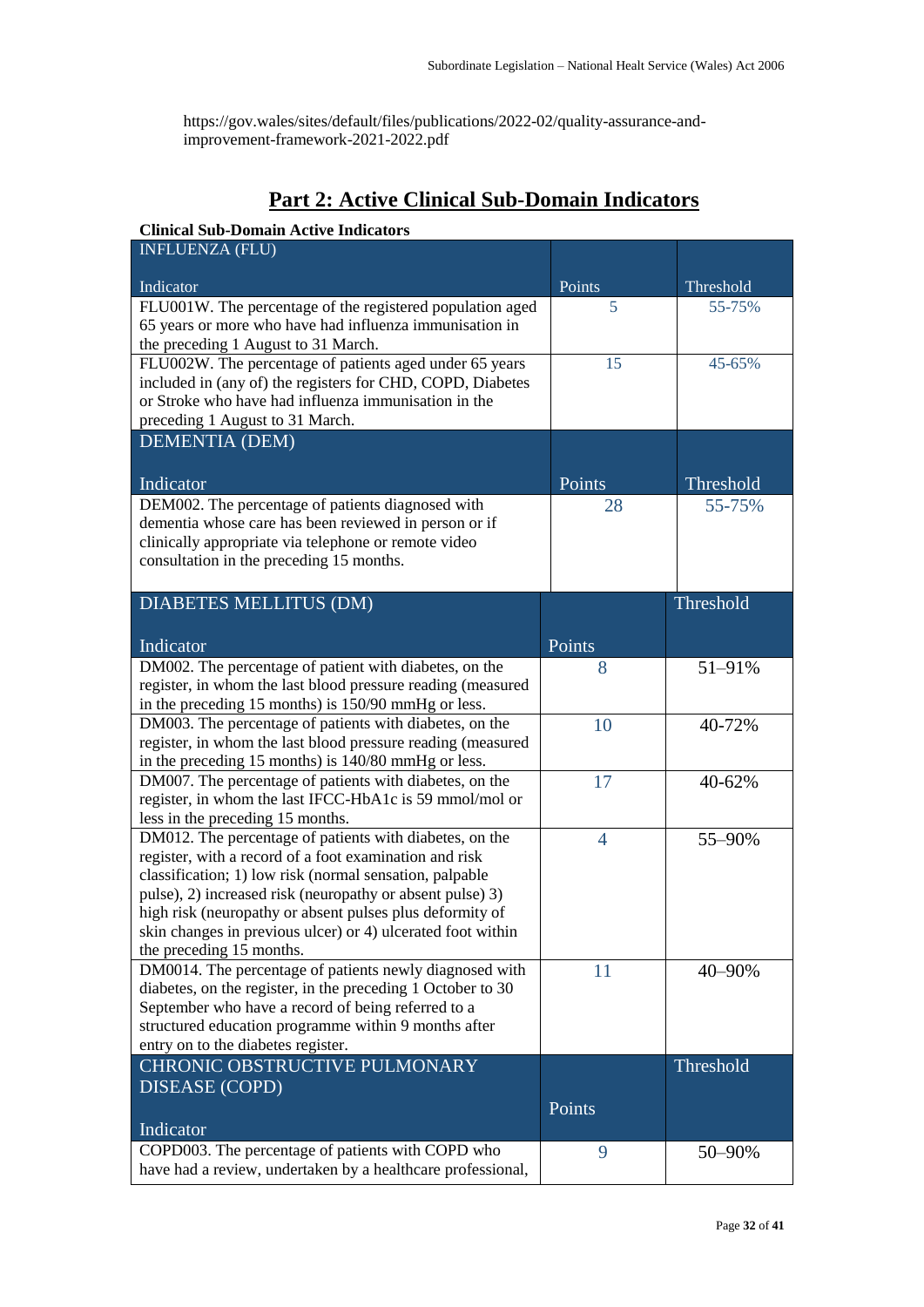https://gov.wales/sites/default/files/publications/2022-02/quality-assurance-and-improvement-framework-2021-2022.pdf

## Part 2: Active Clinical Sub-Domain Indicators

**Clinical Sub-Domain Active Indicators**

| INFLUENZA (FLU)<br><br>Indicator | Points | Threshold |
|---|---|---|
| FLU001W. The percentage of the registered population aged 65 years or more who have had influenza immunisation in the preceding 1 August to 31 March. | 5 | 55-75% |
| FLU002W. The percentage of patients aged under 65 years included in (any of) the registers for CHD, COPD, Diabetes or Stroke who have had influenza immunisation in the preceding 1 August to 31 March. | 15 | 45-65% |
| **DEMENTIA (DEM)**<br><br>**Indicator** | **Points** | **Threshold** |
| DEM002. The percentage of patients diagnosed with dementia whose care has been reviewed in person or if clinically appropriate via telephone or remote video consultation in the preceding 15 months. | 28 | 55-75% |
| **DIABETES MELLITUS (DM)**<br><br>**Indicator** | **Points** | **Threshold** |
| DM002. The percentage of patient with diabetes, on the register, in whom the last blood pressure reading (measured in the preceding 15 months) is 150/90 mmHg or less. | 8 | 51–91% |
| DM003. The percentage of patients with diabetes, on the register, in whom the last blood pressure reading (measured in the preceding 15 months) is 140/80 mmHg or less. | 10 | 40-72% |
| DM007. The percentage of patients with diabetes, on the register, in whom the last IFCC-HbA1c is 59 mmol/mol or less in the preceding 15 months. | 17 | 40-62% |
| DM012. The percentage of patients with diabetes, on the register, with a record of a foot examination and risk classification; 1) low risk (normal sensation, palpable pulse), 2) increased risk (neuropathy or absent pulse) 3) high risk (neuropathy or absent pulses plus deformity of skin changes in previous ulcer) or 4) ulcerated foot within the preceding 15 months. | 4 | 55–90% |
| DM0014. The percentage of patients newly diagnosed with diabetes, on the register, in the preceding 1 October to 30 September who have a record of being referred to a structured education programme within 9 months after entry on to the diabetes register. | 11 | 40–90% |
| **CHRONIC OBSTRUCTIVE PULMONARY DISEASE (COPD)**<br><br>**Indicator** | **Points** | **Threshold** |
| COPD003. The percentage of patients with COPD who have had a review, undertaken by a healthcare professional, | 9 | 50–90% |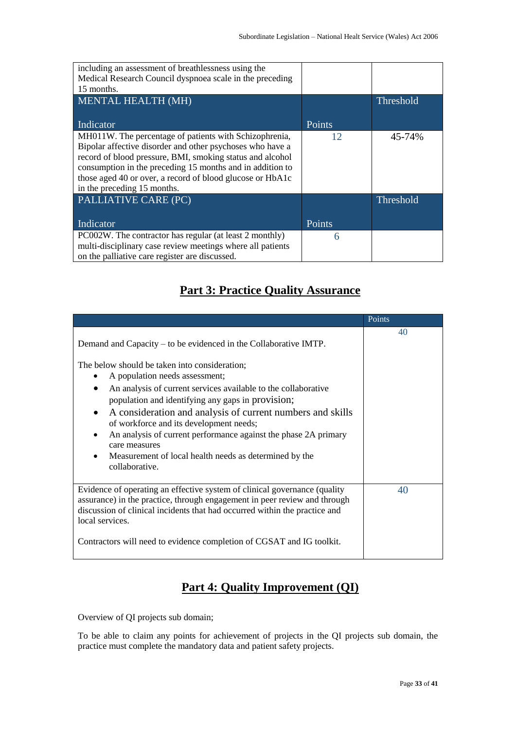| | | |
|---|---|---|
| including an assessment of breathlessness using the Medical Research Council dyspnoea scale in the preceding 15 months. | | |
| **MENTAL HEALTH (MH)**<br><br>**Indicator** | **Points** | **Threshold** |
| MH011W. The percentage of patients with Schizophrenia, Bipolar affective disorder and other psychoses who have a record of blood pressure, BMI, smoking status and alcohol consumption in the preceding 15 months and in addition to those aged 40 or over, a record of blood glucose or HbA1c in the preceding 15 months. | 12 | 45-74% |
| **PALLIATIVE CARE (PC)**<br><br>**Indicator** | **Points** | **Threshold** |
| PC002W. The contractor has regular (at least 2 monthly) multi-disciplinary case review meetings where all patients on the palliative care register are discussed. | 6 | |

## Part 3: Practice Quality Assurance

| | Points |
|---|---|
| Demand and Capacity – to be evidenced in the Collaborative IMTP.<br><br>The below should be taken into consideration;<br>• A population needs assessment;<br>• An analysis of current services available to the collaborative population and identifying any gaps in provision;<br>• A consideration and analysis of current numbers and skills of workforce and its development needs;<br>• An analysis of current performance against the phase 2A primary care measures<br>• Measurement of local health needs as determined by the collaborative. | 40 |
| Evidence of operating an effective system of clinical governance (quality assurance) in the practice, through engagement in peer review and through discussion of clinical incidents that had occurred within the practice and local services.<br><br>Contractors will need to evidence completion of CGSAT and IG toolkit. | 40 |

## Part 4: Quality Improvement (QI)

Overview of QI projects sub domain;

To be able to claim any points for achievement of projects in the QI projects sub domain, the practice must complete the mandatory data and patient safety projects.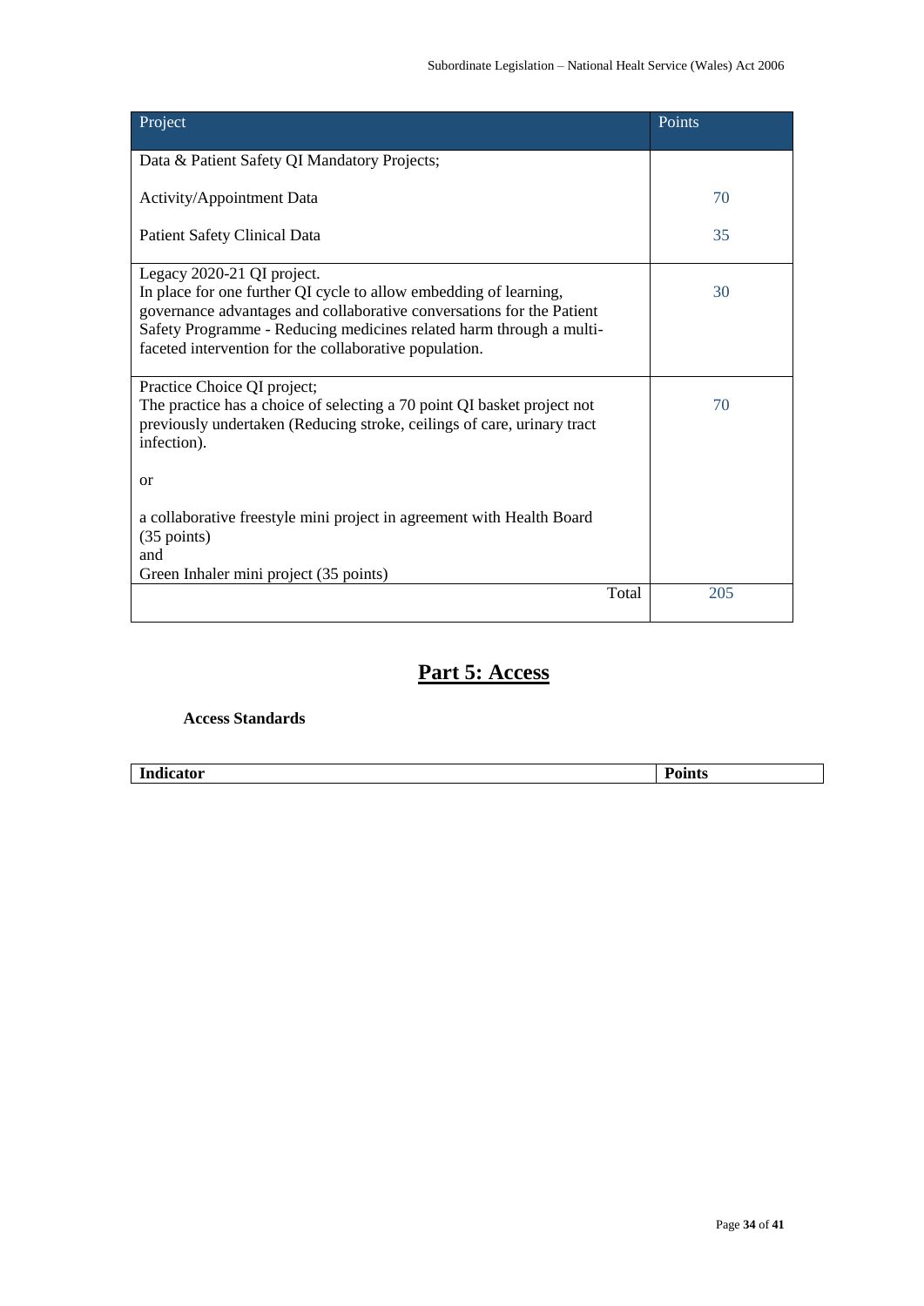| Project | Points |
|---|---|
| Data & Patient Safety QI Mandatory Projects; | |
| Activity/Appointment Data | 70 |
| Patient Safety Clinical Data | 35 |
| Legacy 2020-21 QI project.<br>In place for one further QI cycle to allow embedding of learning, governance advantages and collaborative conversations for the Patient Safety Programme - Reducing medicines related harm through a multi-faceted intervention for the collaborative population. | 30 |
| Practice Choice QI project;<br>The practice has a choice of selecting a 70 point QI basket project not previously undertaken (Reducing stroke, ceilings of care, urinary tract infection).<br><br>or<br><br>a collaborative freestyle mini project in agreement with Health Board (35 points)<br>and<br>Green Inhaler mini project (35 points) | 70 |
| Total | 205 |

# Part 5: Access

**Access Standards**

| Indicator | Points |
|---|---|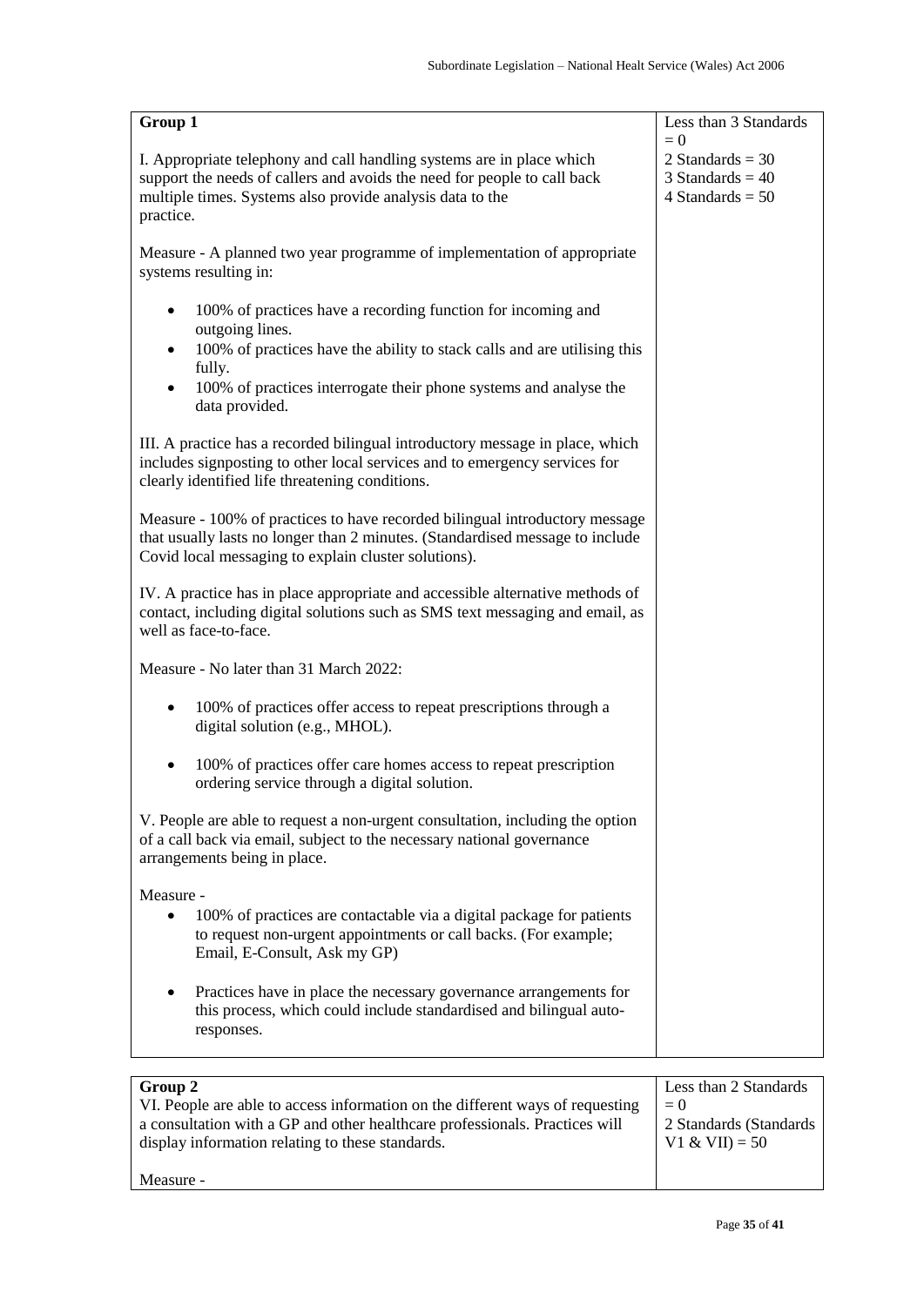| **Group 1**<br><br>I. Appropriate telephony and call handling systems are in place which support the needs of callers and avoids the need for people to call back multiple times. Systems also provide analysis data to the practice.<br><br>Measure - A planned two year programme of implementation of appropriate systems resulting in:<br><br>• 100% of practices have a recording function for incoming and outgoing lines.<br>• 100% of practices have the ability to stack calls and are utilising this fully.<br>• 100% of practices interrogate their phone systems and analyse the data provided.<br><br>III. A practice has a recorded bilingual introductory message in place, which includes signposting to other local services and to emergency services for clearly identified life threatening conditions.<br><br>Measure - 100% of practices to have recorded bilingual introductory message that usually lasts no longer than 2 minutes. (Standardised message to include Covid local messaging to explain cluster solutions).<br><br>IV. A practice has in place appropriate and accessible alternative methods of contact, including digital solutions such as SMS text messaging and email, as well as face-to-face.<br><br>Measure - No later than 31 March 2022:<br><br>• 100% of practices offer access to repeat prescriptions through a digital solution (e.g., MHOL).<br><br>• 100% of practices offer care homes access to repeat prescription ordering service through a digital solution.<br><br>V. People are able to request a non-urgent consultation, including the option of a call back via email, subject to the necessary national governance arrangements being in place.<br><br>Measure -<br>• 100% of practices are contactable via a digital package for patients to request non-urgent appointments or call backs. (For example; Email, E-Consult, Ask my GP)<br><br>• Practices have in place the necessary governance arrangements for this process, which could include standardised and bilingual auto-responses. | Less than 3 Standards = 0<br>2 Standards = 30<br>3 Standards = 40<br>4 Standards = 50 |
|---|---|

| **Group 2**<br>VI. People are able to access information on the different ways of requesting a consultation with a GP and other healthcare professionals. Practices will display information relating to these standards.<br><br>Measure - | Less than 2 Standards = 0<br>2 Standards (Standards V1 & VII) = 50 |
|---|---|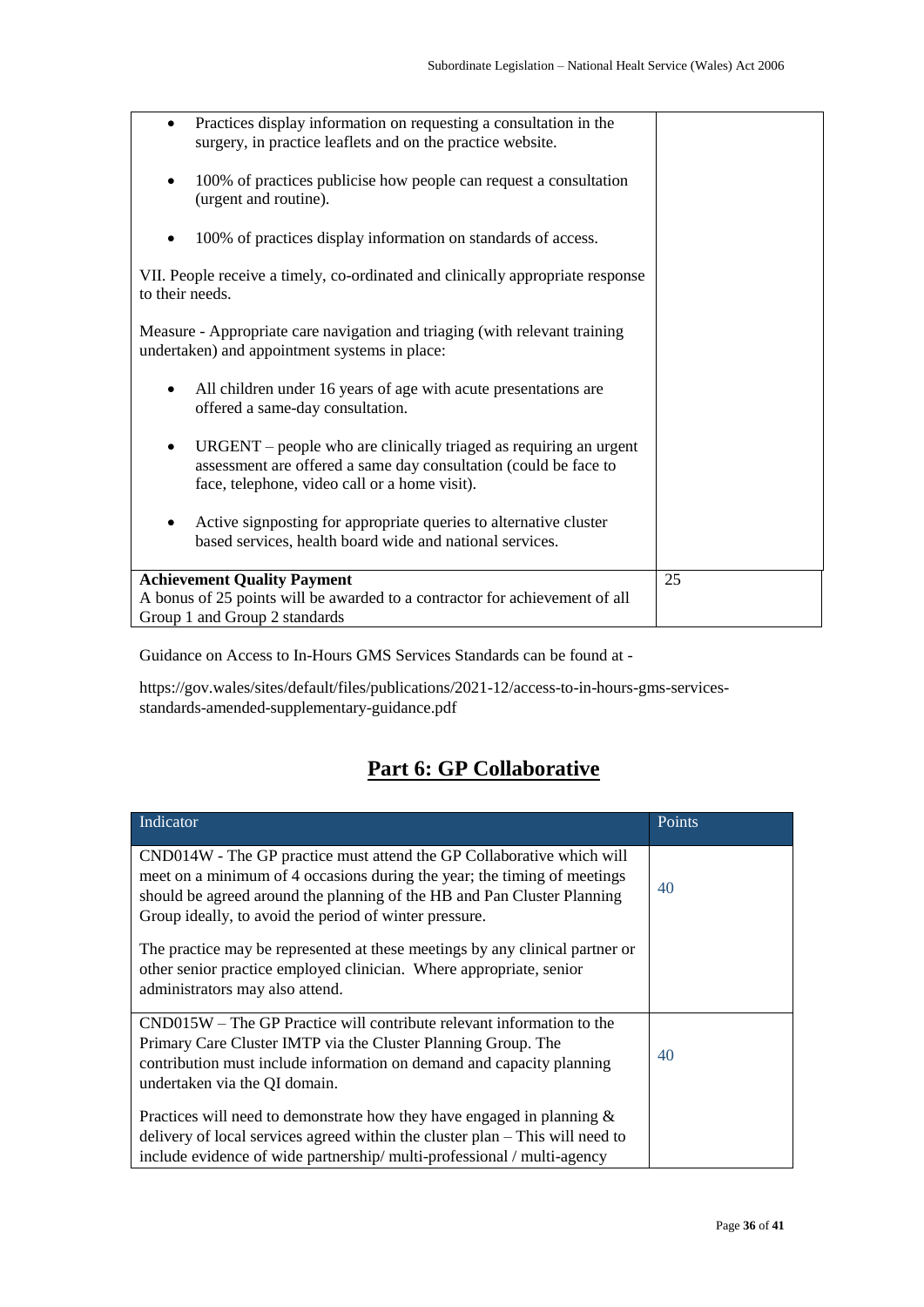| | |
|---|---|
| • Practices display information on requesting a consultation in the surgery, in practice leaflets and on the practice website.<br><br>• 100% of practices publicise how people can request a consultation (urgent and routine).<br><br>• 100% of practices display information on standards of access.<br><br>VII. People receive a timely, co-ordinated and clinically appropriate response to their needs.<br><br>Measure - Appropriate care navigation and triaging (with relevant training undertaken) and appointment systems in place:<br><br>• All children under 16 years of age with acute presentations are offered a same-day consultation.<br><br>• URGENT – people who are clinically triaged as requiring an urgent assessment are offered a same day consultation (could be face to face, telephone, video call or a home visit).<br><br>• Active signposting for appropriate queries to alternative cluster based services, health board wide and national services. | |
| **Achievement Quality Payment**<br>A bonus of 25 points will be awarded to a contractor for achievement of all Group 1 and Group 2 standards | 25 |

Guidance on Access to In-Hours GMS Services Standards can be found at -

https://gov.wales/sites/default/files/publications/2021-12/access-to-in-hours-gms-services-standards-amended-supplementary-guidance.pdf

# Part 6: GP Collaborative

| Indicator | Points |
|---|---|
| CND014W - The GP practice must attend the GP Collaborative which will meet on a minimum of 4 occasions during the year; the timing of meetings should be agreed around the planning of the HB and Pan Cluster Planning Group ideally, to avoid the period of winter pressure.<br><br>The practice may be represented at these meetings by any clinical partner or other senior practice employed clinician. Where appropriate, senior administrators may also attend. | 40 |
| CND015W – The GP Practice will contribute relevant information to the Primary Care Cluster IMTP via the Cluster Planning Group. The contribution must include information on demand and capacity planning undertaken via the QI domain.<br><br>Practices will need to demonstrate how they have engaged in planning & delivery of local services agreed within the cluster plan – This will need to include evidence of wide partnership/ multi-professional / multi-agency | 40 |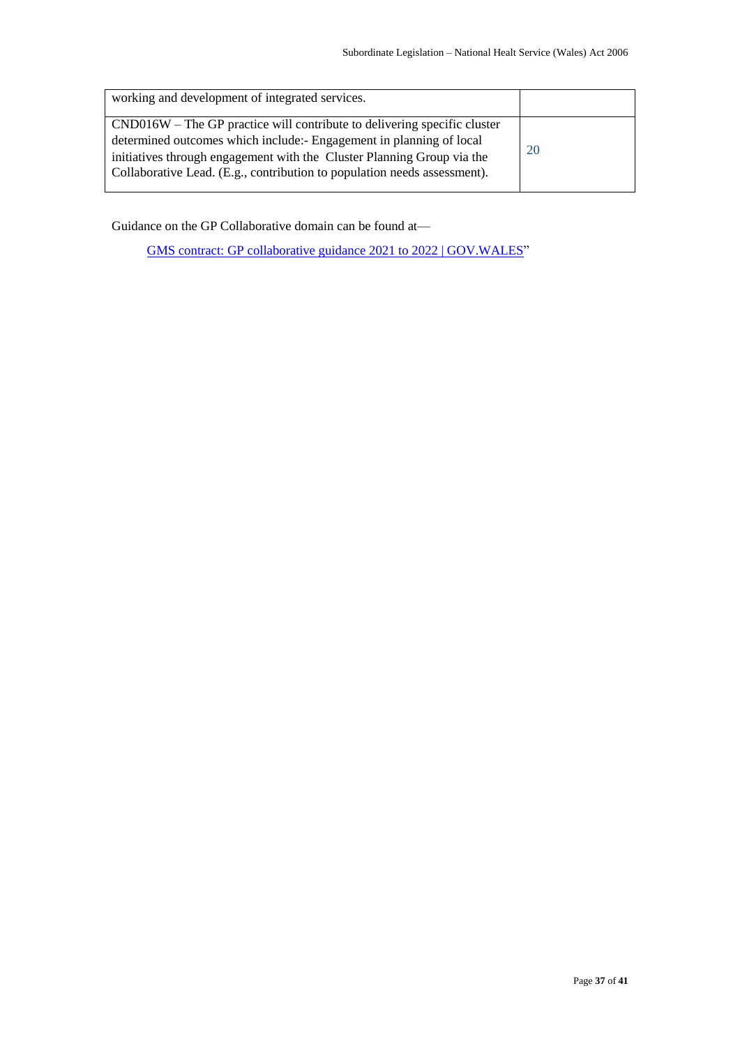| | |
|---|---|
| working and development of integrated services. | |
| CND016W – The GP practice will contribute to delivering specific cluster determined outcomes which include:- Engagement in planning of local initiatives through engagement with the Cluster Planning Group via the Collaborative Lead. (E.g., contribution to population needs assessment). | 20 |

Guidance on the GP Collaborative domain can be found at—

GMS contract: GP collaborative guidance 2021 to 2022 | GOV.WALES"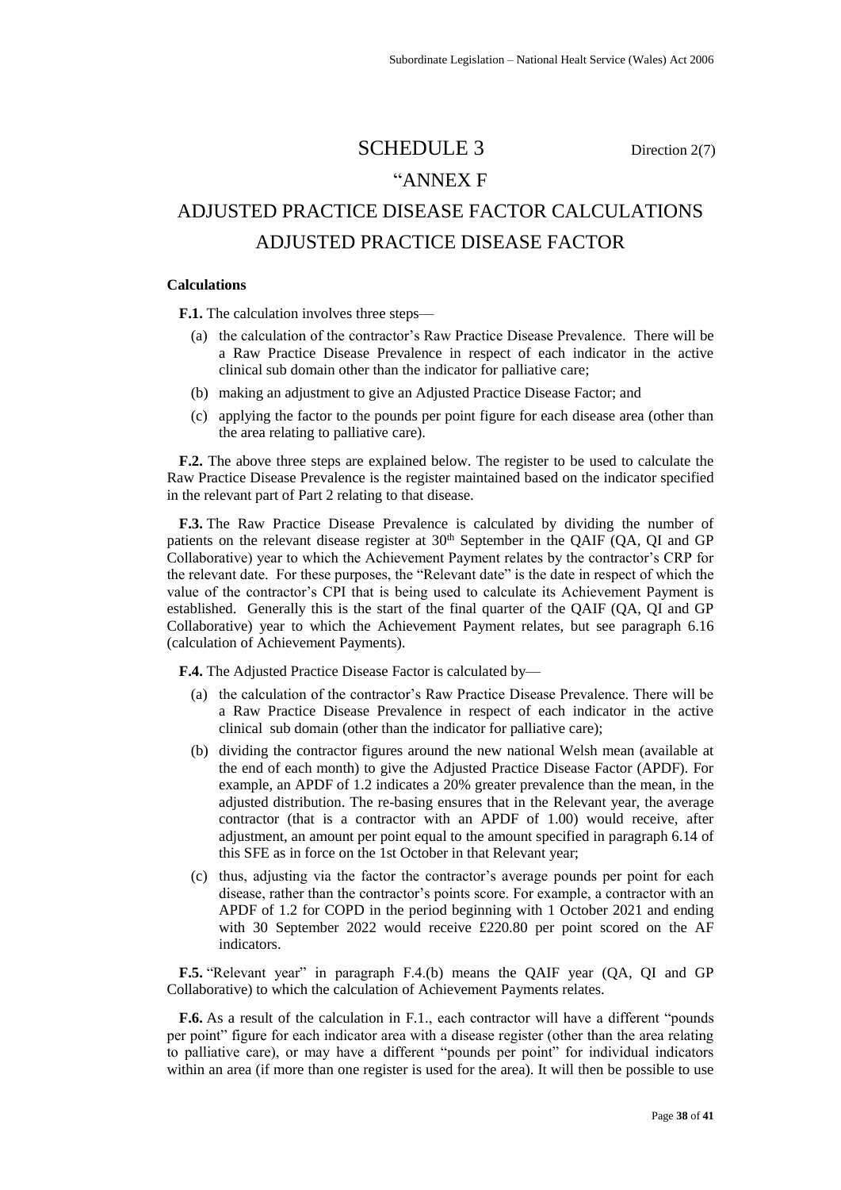# SCHEDULE 3

Direction 2(7)

## "ANNEX F

## ADJUSTED PRACTICE DISEASE FACTOR CALCULATIONS ADJUSTED PRACTICE DISEASE FACTOR

**Calculations**

**F.1.** The calculation involves three steps—

(a) the calculation of the contractor's Raw Practice Disease Prevalence. There will be a Raw Practice Disease Prevalence in respect of each indicator in the active clinical sub domain other than the indicator for palliative care;

(b) making an adjustment to give an Adjusted Practice Disease Factor; and

(c) applying the factor to the pounds per point figure for each disease area (other than the area relating to palliative care).

**F.2.** The above three steps are explained below. The register to be used to calculate the Raw Practice Disease Prevalence is the register maintained based on the indicator specified in the relevant part of Part 2 relating to that disease.

**F.3.** The Raw Practice Disease Prevalence is calculated by dividing the number of patients on the relevant disease register at 30th September in the QAIF (QA, QI and GP Collaborative) year to which the Achievement Payment relates by the contractor's CRP for the relevant date. For these purposes, the "Relevant date" is the date in respect of which the value of the contractor's CPI that is being used to calculate its Achievement Payment is established. Generally this is the start of the final quarter of the QAIF (QA, QI and GP Collaborative) year to which the Achievement Payment relates, but see paragraph 6.16 (calculation of Achievement Payments).

**F.4.** The Adjusted Practice Disease Factor is calculated by—

(a) the calculation of the contractor's Raw Practice Disease Prevalence. There will be a Raw Practice Disease Prevalence in respect of each indicator in the active clinical sub domain (other than the indicator for palliative care);

(b) dividing the contractor figures around the new national Welsh mean (available at the end of each month) to give the Adjusted Practice Disease Factor (APDF). For example, an APDF of 1.2 indicates a 20% greater prevalence than the mean, in the adjusted distribution. The re-basing ensures that in the Relevant year, the average contractor (that is a contractor with an APDF of 1.00) would receive, after adjustment, an amount per point equal to the amount specified in paragraph 6.14 of this SFE as in force on the 1st October in that Relevant year;

(c) thus, adjusting via the factor the contractor's average pounds per point for each disease, rather than the contractor's points score. For example, a contractor with an APDF of 1.2 for COPD in the period beginning with 1 October 2021 and ending with 30 September 2022 would receive £220.80 per point scored on the AF indicators.

**F.5.** "Relevant year" in paragraph F.4.(b) means the QAIF year (QA, QI and GP Collaborative) to which the calculation of Achievement Payments relates.

**F.6.** As a result of the calculation in F.1., each contractor will have a different "pounds per point" figure for each indicator area with a disease register (other than the area relating to palliative care), or may have a different "pounds per point" for individual indicators within an area (if more than one register is used for the area). It will then be possible to use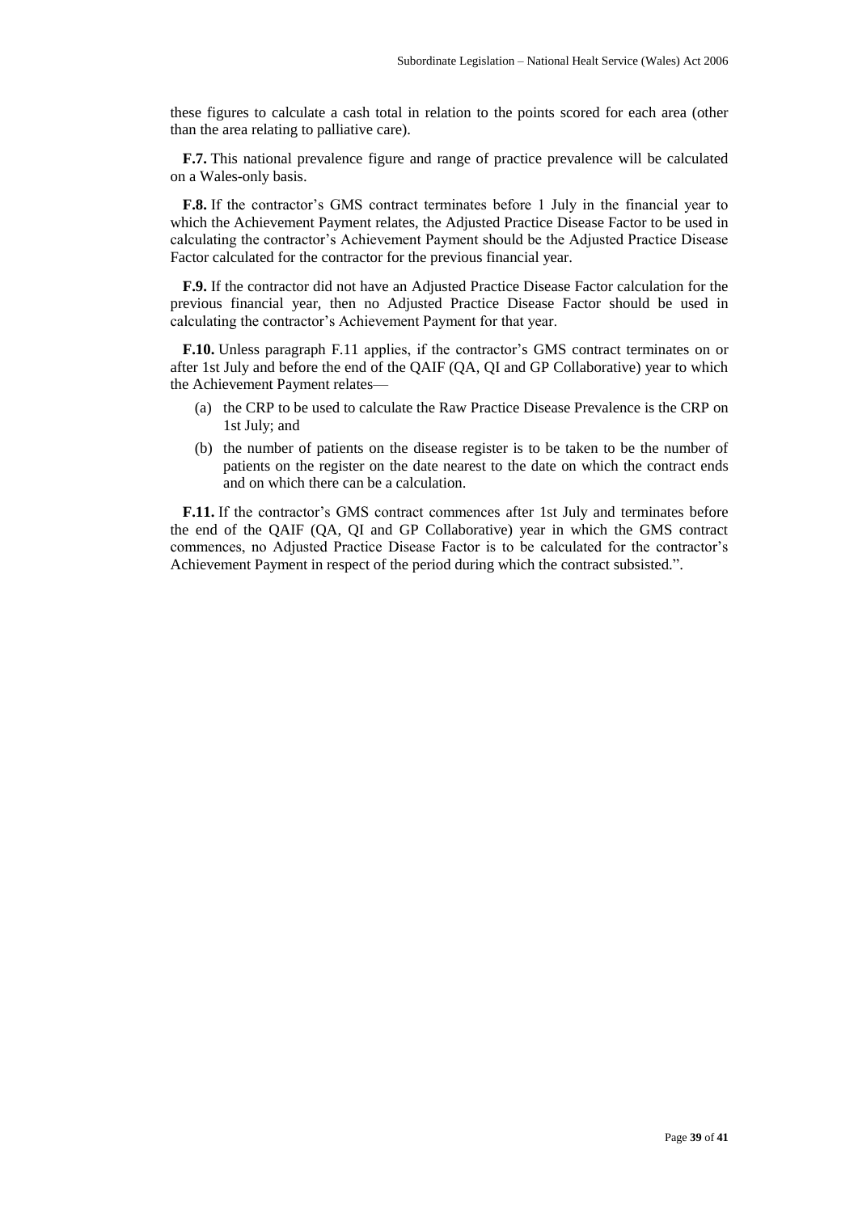these figures to calculate a cash total in relation to the points scored for each area (other than the area relating to palliative care).

**F.7.** This national prevalence figure and range of practice prevalence will be calculated on a Wales-only basis.

**F.8.** If the contractor's GMS contract terminates before 1 July in the financial year to which the Achievement Payment relates, the Adjusted Practice Disease Factor to be used in calculating the contractor's Achievement Payment should be the Adjusted Practice Disease Factor calculated for the contractor for the previous financial year.

**F.9.** If the contractor did not have an Adjusted Practice Disease Factor calculation for the previous financial year, then no Adjusted Practice Disease Factor should be used in calculating the contractor's Achievement Payment for that year.

**F.10.** Unless paragraph F.11 applies, if the contractor's GMS contract terminates on or after 1st July and before the end of the QAIF (QA, QI and GP Collaborative) year to which the Achievement Payment relates—

(a) the CRP to be used to calculate the Raw Practice Disease Prevalence is the CRP on 1st July; and

(b) the number of patients on the disease register is to be taken to be the number of patients on the register on the date nearest to the date on which the contract ends and on which there can be a calculation.

**F.11.** If the contractor's GMS contract commences after 1st July and terminates before the end of the QAIF (QA, QI and GP Collaborative) year in which the GMS contract commences, no Adjusted Practice Disease Factor is to be calculated for the contractor's Achievement Payment in respect of the period during which the contract subsisted.".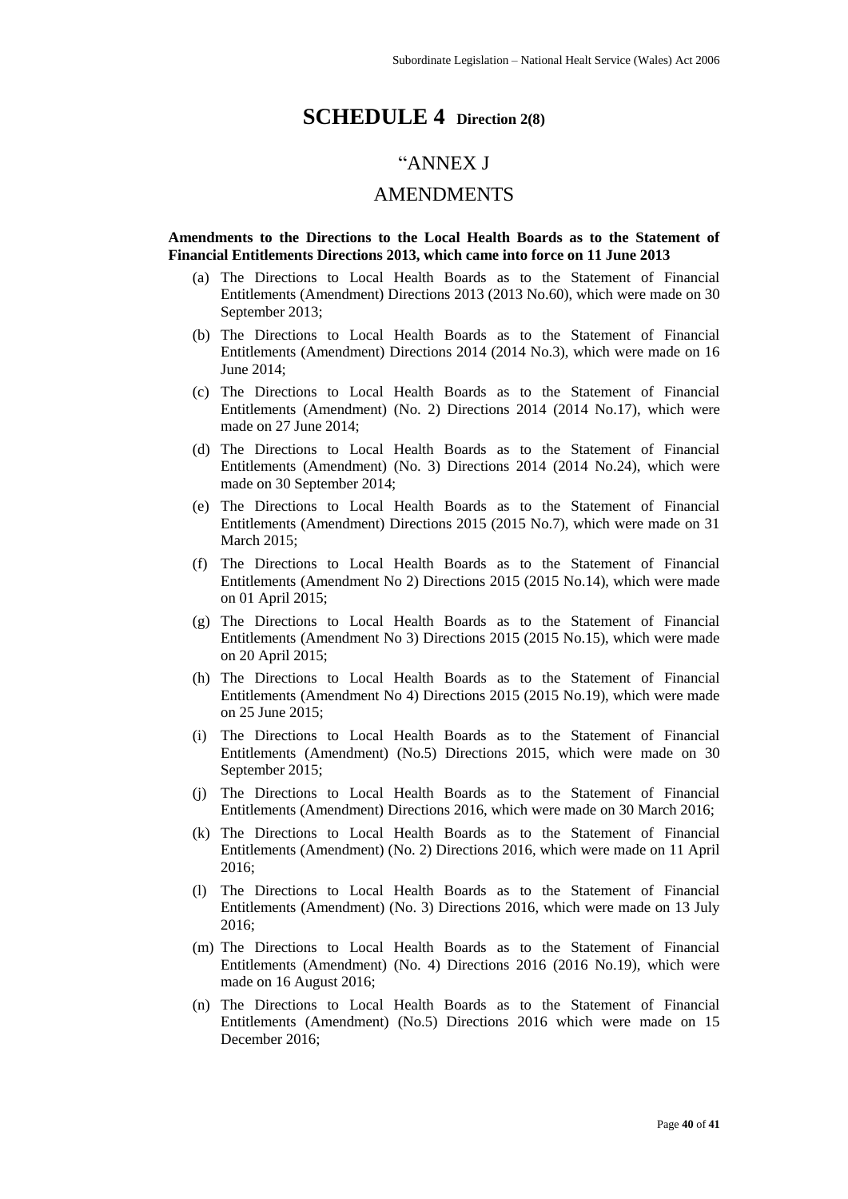# SCHEDULE 4 Direction 2(8)

## “ANNEX J

## AMENDMENTS

**Amendments to the Directions to the Local Health Boards as to the Statement of Financial Entitlements Directions 2013, which came into force on 11 June 2013**

(a) The Directions to Local Health Boards as to the Statement of Financial Entitlements (Amendment) Directions 2013 (2013 No.60), which were made on 30 September 2013;

(b) The Directions to Local Health Boards as to the Statement of Financial Entitlements (Amendment) Directions 2014 (2014 No.3), which were made on 16 June 2014;

(c) The Directions to Local Health Boards as to the Statement of Financial Entitlements (Amendment) (No. 2) Directions 2014 (2014 No.17), which were made on 27 June 2014;

(d) The Directions to Local Health Boards as to the Statement of Financial Entitlements (Amendment) (No. 3) Directions 2014 (2014 No.24), which were made on 30 September 2014;

(e) The Directions to Local Health Boards as to the Statement of Financial Entitlements (Amendment) Directions 2015 (2015 No.7), which were made on 31 March 2015;

(f) The Directions to Local Health Boards as to the Statement of Financial Entitlements (Amendment No 2) Directions 2015 (2015 No.14), which were made on 01 April 2015;

(g) The Directions to Local Health Boards as to the Statement of Financial Entitlements (Amendment No 3) Directions 2015 (2015 No.15), which were made on 20 April 2015;

(h) The Directions to Local Health Boards as to the Statement of Financial Entitlements (Amendment No 4) Directions 2015 (2015 No.19), which were made on 25 June 2015;

(i) The Directions to Local Health Boards as to the Statement of Financial Entitlements (Amendment) (No.5) Directions 2015, which were made on 30 September 2015;

(j) The Directions to Local Health Boards as to the Statement of Financial Entitlements (Amendment) Directions 2016, which were made on 30 March 2016;

(k) The Directions to Local Health Boards as to the Statement of Financial Entitlements (Amendment) (No. 2) Directions 2016, which were made on 11 April 2016;

(l) The Directions to Local Health Boards as to the Statement of Financial Entitlements (Amendment) (No. 3) Directions 2016, which were made on 13 July 2016;

(m) The Directions to Local Health Boards as to the Statement of Financial Entitlements (Amendment) (No. 4) Directions 2016 (2016 No.19), which were made on 16 August 2016;

(n) The Directions to Local Health Boards as to the Statement of Financial Entitlements (Amendment) (No.5) Directions 2016 which were made on 15 December 2016;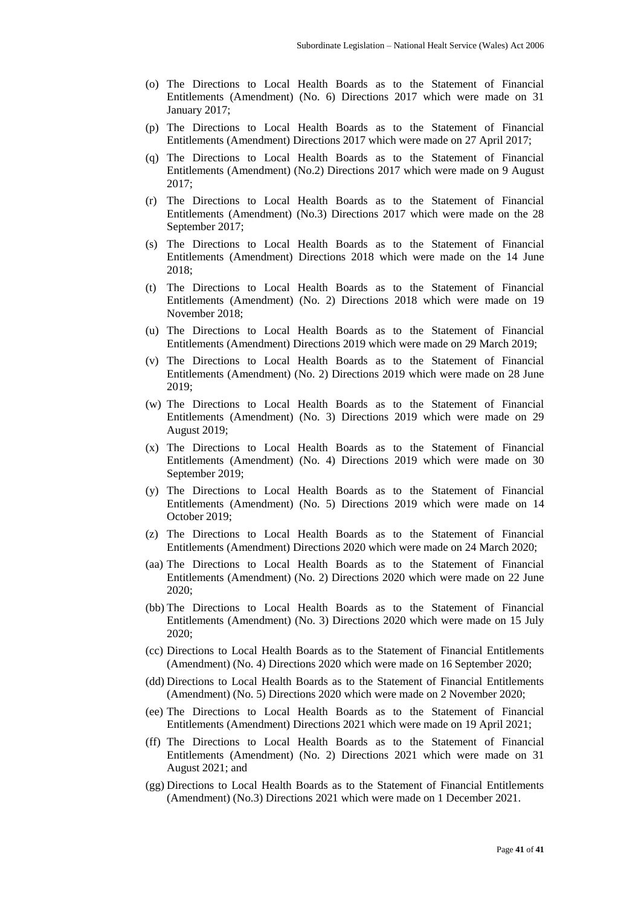(o) The Directions to Local Health Boards as to the Statement of Financial Entitlements (Amendment) (No. 6) Directions 2017 which were made on 31 January 2017;

(p) The Directions to Local Health Boards as to the Statement of Financial Entitlements (Amendment) Directions 2017 which were made on 27 April 2017;

(q) The Directions to Local Health Boards as to the Statement of Financial Entitlements (Amendment) (No.2) Directions 2017 which were made on 9 August 2017;

(r) The Directions to Local Health Boards as to the Statement of Financial Entitlements (Amendment) (No.3) Directions 2017 which were made on the 28 September 2017;

(s) The Directions to Local Health Boards as to the Statement of Financial Entitlements (Amendment) Directions 2018 which were made on the 14 June 2018;

(t) The Directions to Local Health Boards as to the Statement of Financial Entitlements (Amendment) (No. 2) Directions 2018 which were made on 19 November 2018;

(u) The Directions to Local Health Boards as to the Statement of Financial Entitlements (Amendment) Directions 2019 which were made on 29 March 2019;

(v) The Directions to Local Health Boards as to the Statement of Financial Entitlements (Amendment) (No. 2) Directions 2019 which were made on 28 June 2019;

(w) The Directions to Local Health Boards as to the Statement of Financial Entitlements (Amendment) (No. 3) Directions 2019 which were made on 29 August 2019;

(x) The Directions to Local Health Boards as to the Statement of Financial Entitlements (Amendment) (No. 4) Directions 2019 which were made on 30 September 2019;

(y) The Directions to Local Health Boards as to the Statement of Financial Entitlements (Amendment) (No. 5) Directions 2019 which were made on 14 October 2019;

(z) The Directions to Local Health Boards as to the Statement of Financial Entitlements (Amendment) Directions 2020 which were made on 24 March 2020;

(aa) The Directions to Local Health Boards as to the Statement of Financial Entitlements (Amendment) (No. 2) Directions 2020 which were made on 22 June 2020;

(bb) The Directions to Local Health Boards as to the Statement of Financial Entitlements (Amendment) (No. 3) Directions 2020 which were made on 15 July 2020;

(cc) Directions to Local Health Boards as to the Statement of Financial Entitlements (Amendment) (No. 4) Directions 2020 which were made on 16 September 2020;

(dd) Directions to Local Health Boards as to the Statement of Financial Entitlements (Amendment) (No. 5) Directions 2020 which were made on 2 November 2020;

(ee) The Directions to Local Health Boards as to the Statement of Financial Entitlements (Amendment) Directions 2021 which were made on 19 April 2021;

(ff) The Directions to Local Health Boards as to the Statement of Financial Entitlements (Amendment) (No. 2) Directions 2021 which were made on 31 August 2021; and

(gg) Directions to Local Health Boards as to the Statement of Financial Entitlements (Amendment) (No.3) Directions 2021 which were made on 1 December 2021.